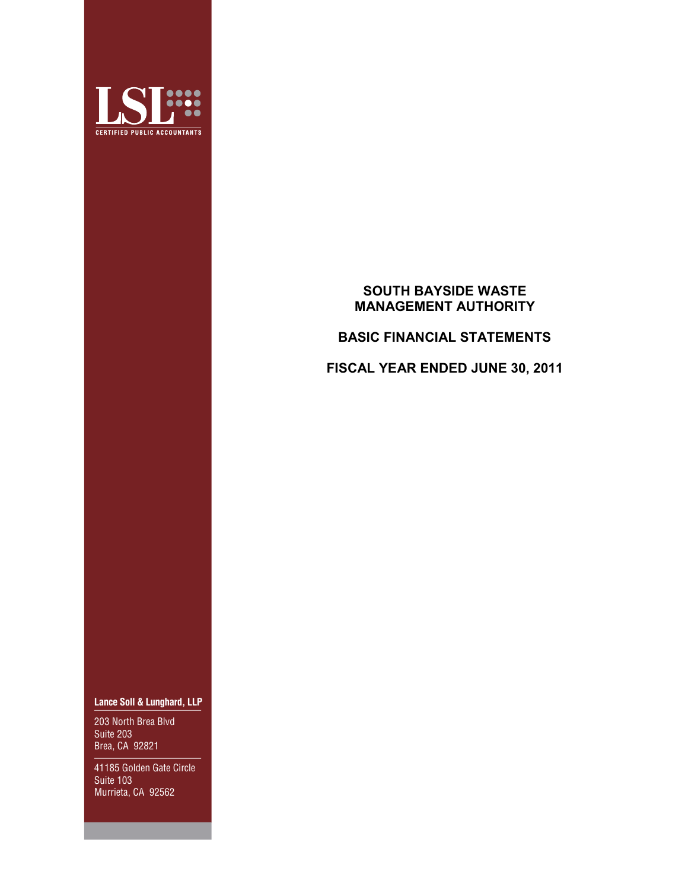LSL

CERTIFIED PUBLIC ACCOUNTANTS

# SOUTH BAYSIDE WASTE MANAGEMENT AUTHORITY

## BASIC FINANCIAL STATEMENTS

## FISCAL YEAR ENDED JUNE 30, 2011

**Lance Soll & Lunghard, LLP**

203 North Brea Blvd
Suite 203
Brea, CA 92821

41185 Golden Gate Circle
Suite 103
Murrieta, CA 92562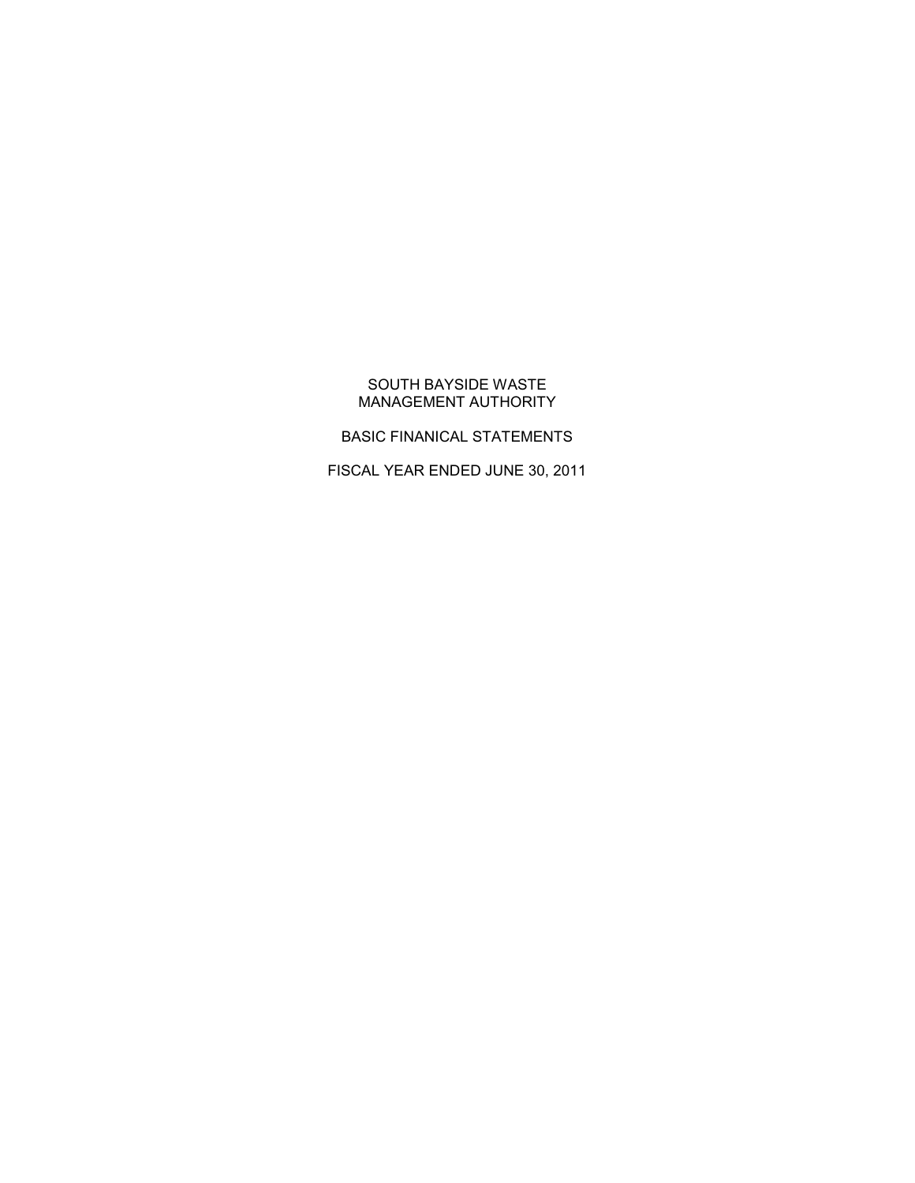SOUTH BAYSIDE WASTE
MANAGEMENT AUTHORITY

BASIC FINANICAL STATEMENTS

FISCAL YEAR ENDED JUNE 30, 2011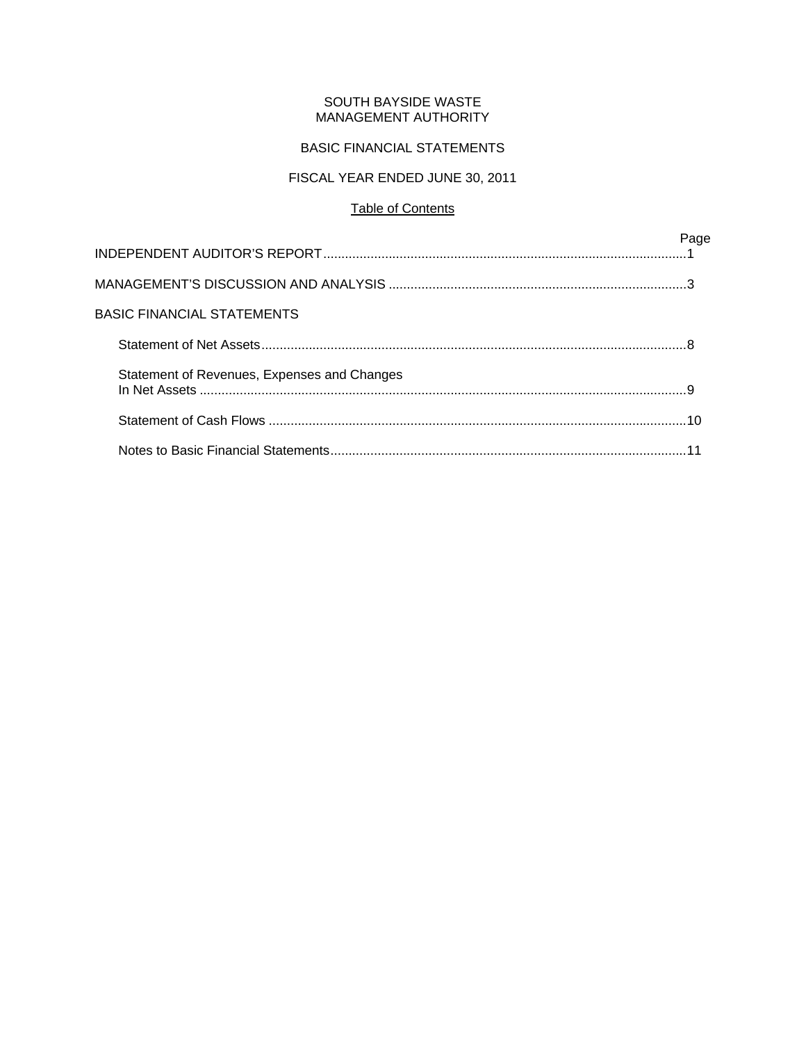SOUTH BAYSIDE WASTE
MANAGEMENT AUTHORITY

BASIC FINANCIAL STATEMENTS

FISCAL YEAR ENDED JUNE 30, 2011

Table of Contents

| | Page |
|---|---|
| INDEPENDENT AUDITOR'S REPORT | 1 |
| MANAGEMENT'S DISCUSSION AND ANALYSIS | 3 |
| BASIC FINANCIAL STATEMENTS | |
| Statement of Net Assets | 8 |
| Statement of Revenues, Expenses and Changes In Net Assets | 9 |
| Statement of Cash Flows | 10 |
| Notes to Basic Financial Statements | 11 |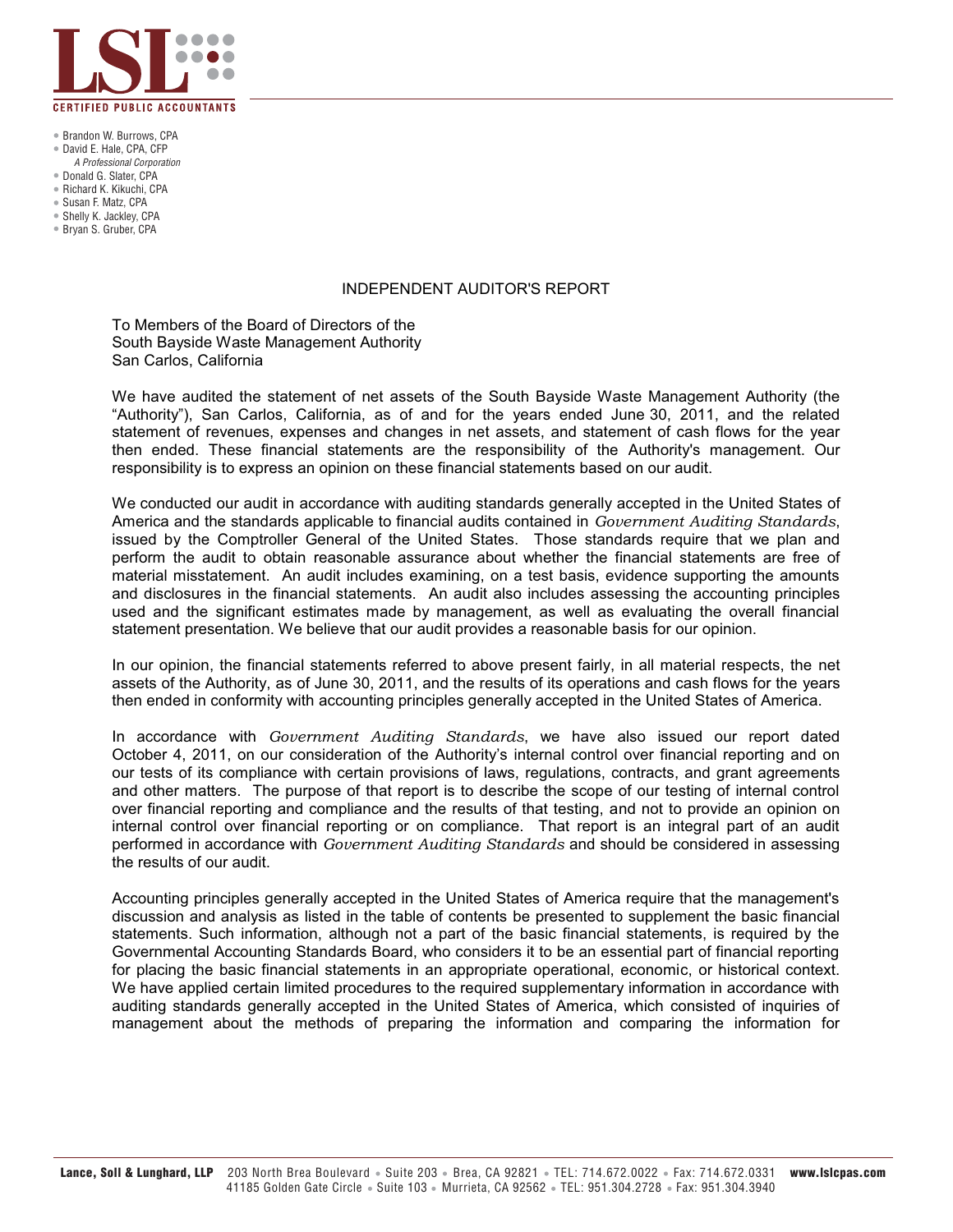- Brandon W. Burrows, CPA
- David E. Hale, CPA, CFP
  *A Professional Corporation*
- Donald G. Slater, CPA
- Richard K. Kikuchi, CPA
- Susan F. Matz, CPA
- Shelly K. Jackley, CPA
- Bryan S. Gruber, CPA

# INDEPENDENT AUDITOR'S REPORT

To Members of the Board of Directors of the
South Bayside Waste Management Authority
San Carlos, California

We have audited the statement of net assets of the South Bayside Waste Management Authority (the "Authority"), San Carlos, California, as of and for the years ended June 30, 2011, and the related statement of revenues, expenses and changes in net assets, and statement of cash flows for the year then ended. These financial statements are the responsibility of the Authority's management. Our responsibility is to express an opinion on these financial statements based on our audit.

We conducted our audit in accordance with auditing standards generally accepted in the United States of America and the standards applicable to financial audits contained in *Government Auditing Standards*, issued by the Comptroller General of the United States. Those standards require that we plan and perform the audit to obtain reasonable assurance about whether the financial statements are free of material misstatement. An audit includes examining, on a test basis, evidence supporting the amounts and disclosures in the financial statements. An audit also includes assessing the accounting principles used and the significant estimates made by management, as well as evaluating the overall financial statement presentation. We believe that our audit provides a reasonable basis for our opinion.

In our opinion, the financial statements referred to above present fairly, in all material respects, the net assets of the Authority, as of June 30, 2011, and the results of its operations and cash flows for the years then ended in conformity with accounting principles generally accepted in the United States of America.

In accordance with *Government Auditing Standards*, we have also issued our report dated October 4, 2011, on our consideration of the Authority's internal control over financial reporting and on our tests of its compliance with certain provisions of laws, regulations, contracts, and grant agreements and other matters. The purpose of that report is to describe the scope of our testing of internal control over financial reporting and compliance and the results of that testing, and not to provide an opinion on internal control over financial reporting or on compliance. That report is an integral part of an audit performed in accordance with *Government Auditing Standards* and should be considered in assessing the results of our audit.

Accounting principles generally accepted in the United States of America require that the management's discussion and analysis as listed in the table of contents be presented to supplement the basic financial statements. Such information, although not a part of the basic financial statements, is required by the Governmental Accounting Standards Board, who considers it to be an essential part of financial reporting for placing the basic financial statements in an appropriate operational, economic, or historical context. We have applied certain limited procedures to the required supplementary information in accordance with auditing standards generally accepted in the United States of America, which consisted of inquiries of management about the methods of preparing the information and comparing the information for

**Lance, Soll & Lunghard, LLP** 203 North Brea Boulevard • Suite 203 • Brea, CA 92821 • TEL: 714.672.0022 • Fax: 714.672.0331 **www.lslcpas.com**
41185 Golden Gate Circle • Suite 103 • Murrieta, CA 92562 • TEL: 951.304.2728 • Fax: 951.304.3940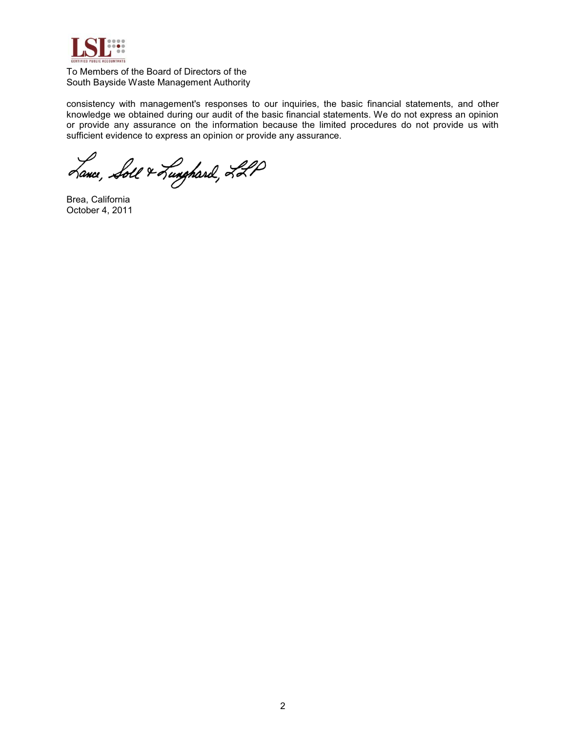To Members of the Board of Directors of the
South Bayside Waste Management Authority

consistency with management's responses to our inquiries, the basic financial statements, and other knowledge we obtained during our audit of the basic financial statements. We do not express an opinion or provide any assurance on the information because the limited procedures do not provide us with sufficient evidence to express an opinion or provide any assurance.

Lance, Soll & Lunghard, LLP

Brea, California
October 4, 2011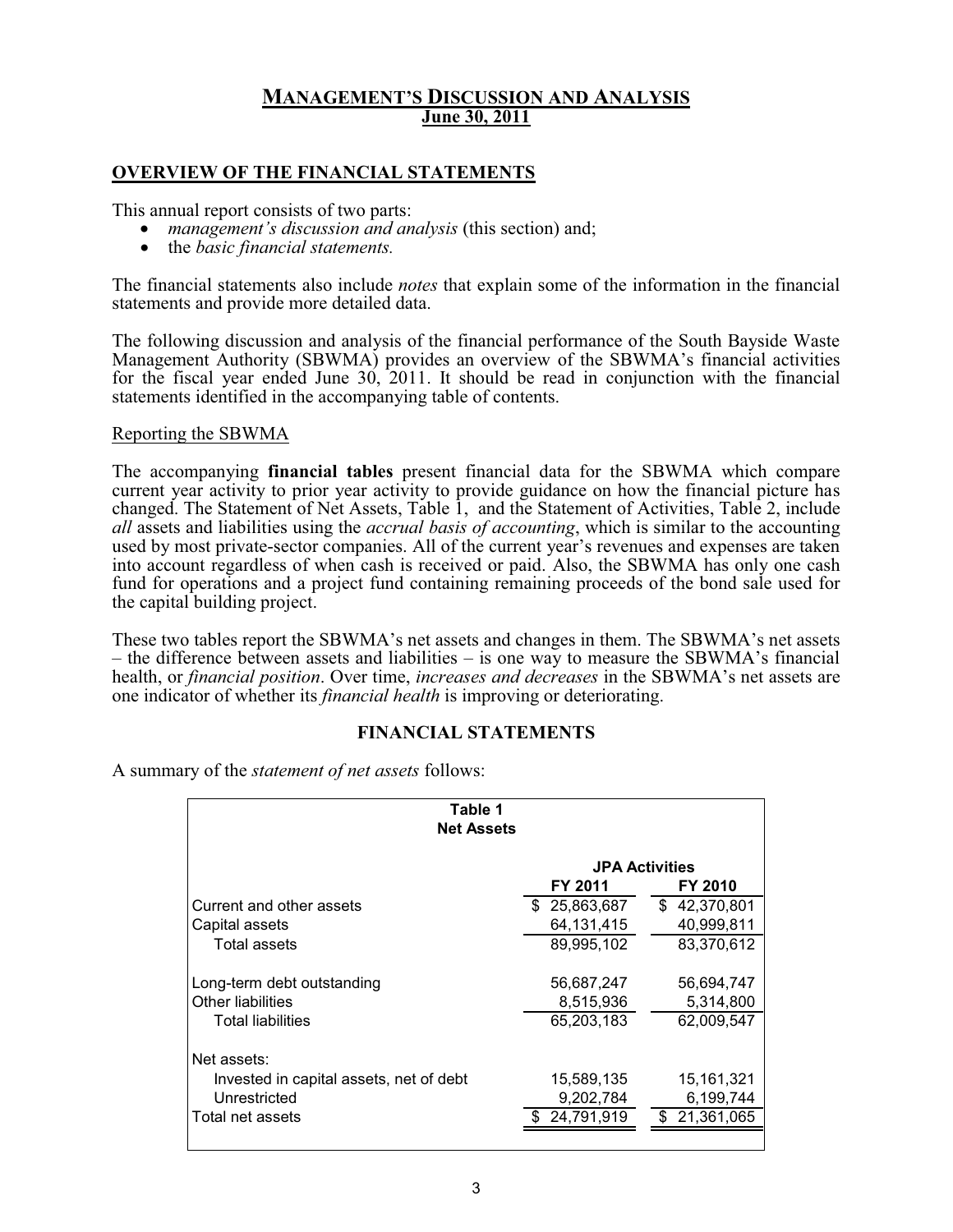# MANAGEMENT'S DISCUSSION AND ANALYSIS
## June 30, 2011

## OVERVIEW OF THE FINANCIAL STATEMENTS

This annual report consists of two parts:

- *management's discussion and analysis* (this section) and;
- the *basic financial statements.*

The financial statements also include *notes* that explain some of the information in the financial statements and provide more detailed data.

The following discussion and analysis of the financial performance of the South Bayside Waste Management Authority (SBWMA) provides an overview of the SBWMA's financial activities for the fiscal year ended June 30, 2011. It should be read in conjunction with the financial statements identified in the accompanying table of contents.

Reporting the SBWMA

The accompanying **financial tables** present financial data for the SBWMA which compare current year activity to prior year activity to provide guidance on how the financial picture has changed. The Statement of Net Assets, Table 1, and the Statement of Activities, Table 2, include *all* assets and liabilities using the *accrual basis of accounting*, which is similar to the accounting used by most private-sector companies. All of the current year's revenues and expenses are taken into account regardless of when cash is received or paid. Also, the SBWMA has only one cash fund for operations and a project fund containing remaining proceeds of the bond sale used for the capital building project.

These two tables report the SBWMA's net assets and changes in them. The SBWMA's net assets – the difference between assets and liabilities – is one way to measure the SBWMA's financial health, or *financial position*. Over time, *increases and decreases* in the SBWMA's net assets are one indicator of whether its *financial health* is improving or deteriorating.

### FINANCIAL STATEMENTS

A summary of the *statement of net assets* follows:

**Table 1**
**Net Assets**

| | JPA Activities | |
|---|---|---|
| | FY 2011 | FY 2010 |
| Current and other assets | $ 25,863,687 | $ 42,370,801 |
| Capital assets | 64,131,415 | 40,999,811 |
| Total assets | 89,995,102 | 83,370,612 |
| Long-term debt outstanding | 56,687,247 | 56,694,747 |
| Other liabilities | 8,515,936 | 5,314,800 |
| Total liabilities | 65,203,183 | 62,009,547 |
| Net assets: | | |
| Invested in capital assets, net of debt | 15,589,135 | 15,161,321 |
| Unrestricted | 9,202,784 | 6,199,744 |
| Total net assets | $ 24,791,919 | $ 21,361,065 |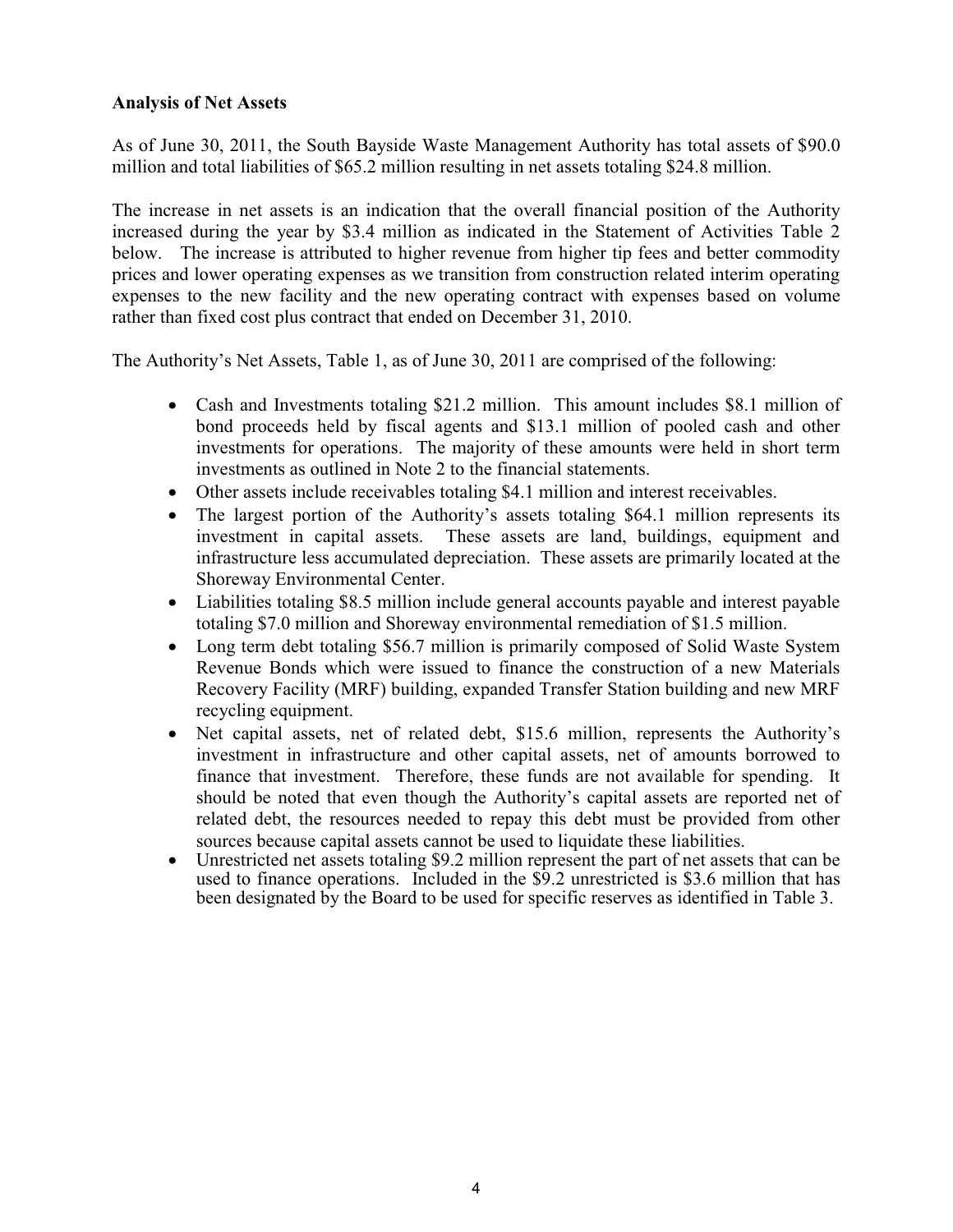**Analysis of Net Assets**

As of June 30, 2011, the South Bayside Waste Management Authority has total assets of $90.0 million and total liabilities of $65.2 million resulting in net assets totaling $24.8 million.

The increase in net assets is an indication that the overall financial position of the Authority increased during the year by $3.4 million as indicated in the Statement of Activities Table 2 below. The increase is attributed to higher revenue from higher tip fees and better commodity prices and lower operating expenses as we transition from construction related interim operating expenses to the new facility and the new operating contract with expenses based on volume rather than fixed cost plus contract that ended on December 31, 2010.

The Authority's Net Assets, Table 1, as of June 30, 2011 are comprised of the following:

- Cash and Investments totaling $21.2 million. This amount includes $8.1 million of bond proceeds held by fiscal agents and $13.1 million of pooled cash and other investments for operations. The majority of these amounts were held in short term investments as outlined in Note 2 to the financial statements.
- Other assets include receivables totaling $4.1 million and interest receivables.
- The largest portion of the Authority's assets totaling $64.1 million represents its investment in capital assets. These assets are land, buildings, equipment and infrastructure less accumulated depreciation. These assets are primarily located at the Shoreway Environmental Center.
- Liabilities totaling $8.5 million include general accounts payable and interest payable totaling $7.0 million and Shoreway environmental remediation of $1.5 million.
- Long term debt totaling $56.7 million is primarily composed of Solid Waste System Revenue Bonds which were issued to finance the construction of a new Materials Recovery Facility (MRF) building, expanded Transfer Station building and new MRF recycling equipment.
- Net capital assets, net of related debt, $15.6 million, represents the Authority's investment in infrastructure and other capital assets, net of amounts borrowed to finance that investment. Therefore, these funds are not available for spending. It should be noted that even though the Authority's capital assets are reported net of related debt, the resources needed to repay this debt must be provided from other sources because capital assets cannot be used to liquidate these liabilities.
- Unrestricted net assets totaling $9.2 million represent the part of net assets that can be used to finance operations. Included in the $9.2 unrestricted is $3.6 million that has been designated by the Board to be used for specific reserves as identified in Table 3.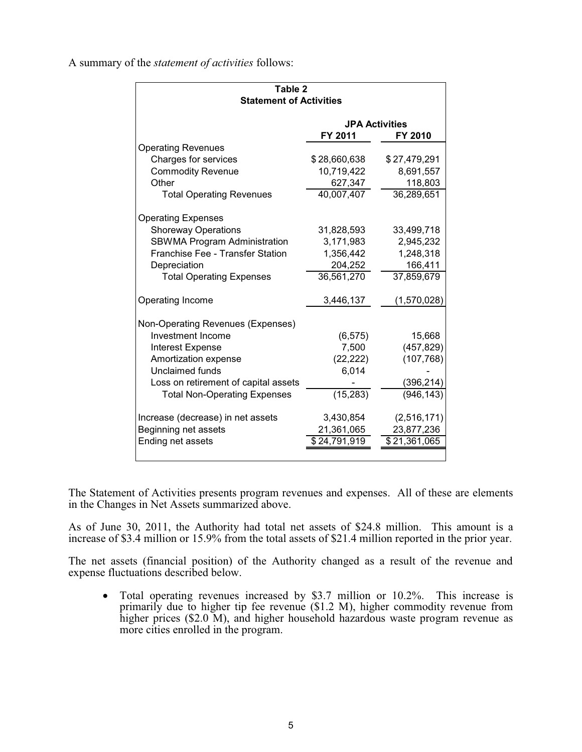A summary of the *statement of activities* follows:

| Table 2<br>Statement of Activities | | |
|---|---|---|
| | **JPA Activities** | |
| | **FY 2011** | **FY 2010** |
| Operating Revenues | | |
| Charges for services | $ 28,660,638 | $ 27,479,291 |
| Commodity Revenue | 10,719,422 | 8,691,557 |
| Other | 627,347 | 118,803 |
| Total Operating Revenues | 40,007,407 | 36,289,651 |
| Operating Expenses | | |
| Shoreway Operations | 31,828,593 | 33,499,718 |
| SBWMA Program Administration | 3,171,983 | 2,945,232 |
| Franchise Fee - Transfer Station | 1,356,442 | 1,248,318 |
| Depreciation | 204,252 | 166,411 |
| Total Operating Expenses | 36,561,270 | 37,859,679 |
| Operating Income | 3,446,137 | (1,570,028) |
| Non-Operating Revenues (Expenses) | | |
| Investment Income | (6,575) | 15,668 |
| Interest Expense | 7,500 | (457,829) |
| Amortization expense | (22,222) | (107,768) |
| Unclaimed funds | 6,014 | - |
| Loss on retirement of capital assets | - | (396,214) |
| Total Non-Operating Expenses | (15,283) | (946,143) |
| Increase (decrease) in net assets | 3,430,854 | (2,516,171) |
| Beginning net assets | 21,361,065 | 23,877,236 |
| Ending net assets | $ 24,791,919 | $ 21,361,065 |

The Statement of Activities presents program revenues and expenses. All of these are elements in the Changes in Net Assets summarized above.

As of June 30, 2011, the Authority had total net assets of $24.8 million. This amount is a increase of $3.4 million or 15.9% from the total assets of $21.4 million reported in the prior year.

The net assets (financial position) of the Authority changed as a result of the revenue and expense fluctuations described below.

- Total operating revenues increased by $3.7 million or 10.2%. This increase is primarily due to higher tip fee revenue ($1.2 M), higher commodity revenue from higher prices ($2.0 M), and higher household hazardous waste program revenue as more cities enrolled in the program.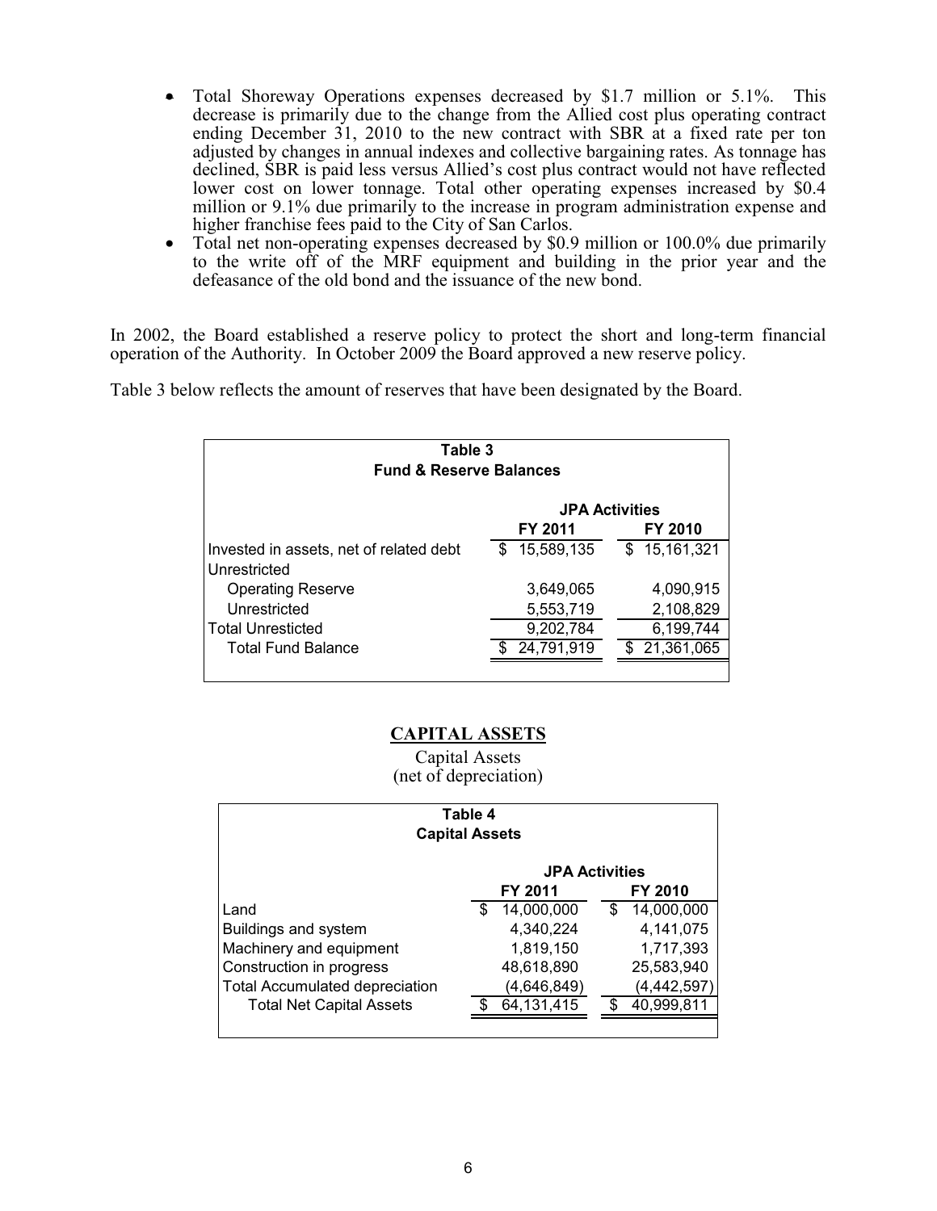- Total Shoreway Operations expenses decreased by \$1.7 million or 5.1%. This decrease is primarily due to the change from the Allied cost plus operating contract ending December 31, 2010 to the new contract with SBR at a fixed rate per ton adjusted by changes in annual indexes and collective bargaining rates. As tonnage has declined, SBR is paid less versus Allied's cost plus contract would not have reflected lower cost on lower tonnage. Total other operating expenses increased by \$0.4 million or 9.1% due primarily to the increase in program administration expense and higher franchise fees paid to the City of San Carlos.
- Total net non-operating expenses decreased by \$0.9 million or 100.0% due primarily to the write off of the MRF equipment and building in the prior year and the defeasance of the old bond and the issuance of the new bond.

In 2002, the Board established a reserve policy to protect the short and long-term financial operation of the Authority. In October 2009 the Board approved a new reserve policy.

Table 3 below reflects the amount of reserves that have been designated by the Board.

**Table 3**
**Fund & Reserve Balances**

| | JPA Activities | |
|---|---|---|
| | **FY 2011** | **FY 2010** |
| Invested in assets, net of related debt | $ 15,589,135 | $ 15,161,321 |
| Unrestricted | | |
| Operating Reserve | 3,649,065 | 4,090,915 |
| Unrestricted | 5,553,719 | 2,108,829 |
| Total Unresticted | 9,202,784 | 6,199,744 |
| Total Fund Balance | $ 24,791,919 | $ 21,361,065 |

## CAPITAL ASSETS

Capital Assets
(net of depreciation)

**Table 4**
**Capital Assets**

| | JPA Activities | |
|---|---|---|
| | **FY 2011** | **FY 2010** |
| Land | $ 14,000,000 | $ 14,000,000 |
| Buildings and system | 4,340,224 | 4,141,075 |
| Machinery and equipment | 1,819,150 | 1,717,393 |
| Construction in progress | 48,618,890 | 25,583,940 |
| Total Accumulated depreciation | (4,646,849) | (4,442,597) |
| Total Net Capital Assets | $ 64,131,415 | $ 40,999,811 |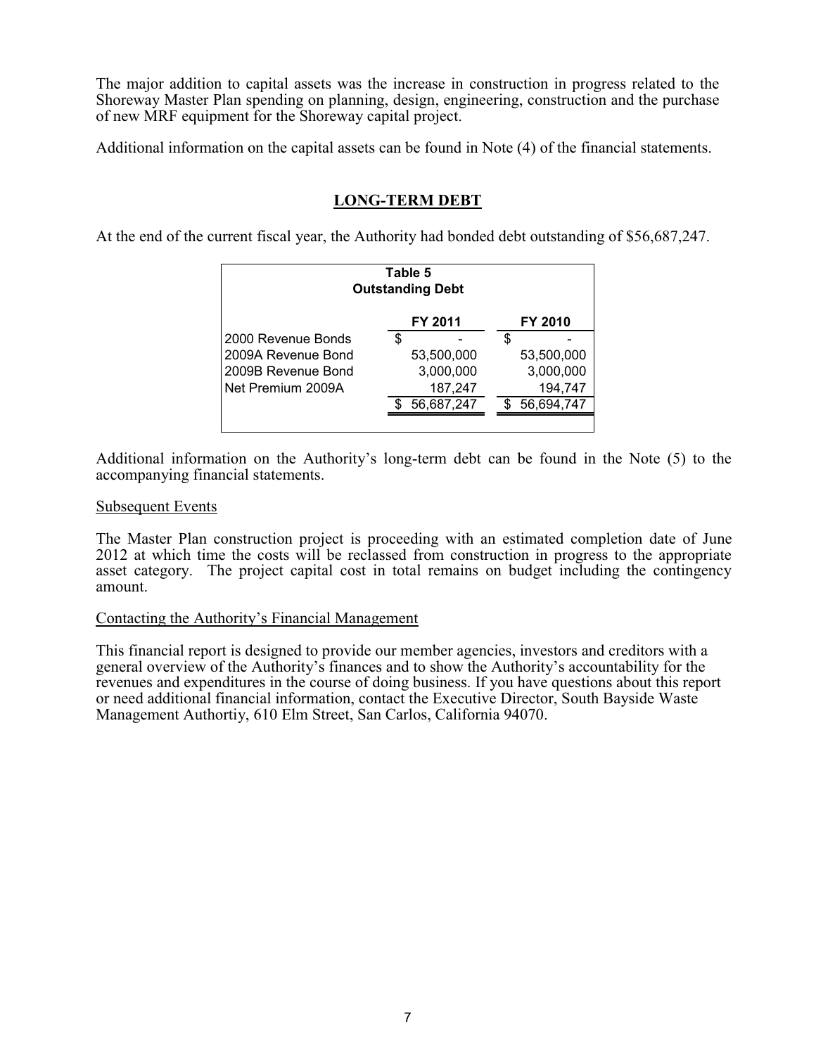The major addition to capital assets was the increase in construction in progress related to the Shoreway Master Plan spending on planning, design, engineering, construction and the purchase of new MRF equipment for the Shoreway capital project.

Additional information on the capital assets can be found in Note (4) of the financial statements.

## LONG-TERM DEBT

At the end of the current fiscal year, the Authority had bonded debt outstanding of $56,687,247.

**Table 5**
**Outstanding Debt**

| | FY 2011 | FY 2010 |
|---|---|---|
| 2000 Revenue Bonds | $ - | $ - |
| 2009A Revenue Bond | 53,500,000 | 53,500,000 |
| 2009B Revenue Bond | 3,000,000 | 3,000,000 |
| Net Premium 2009A | 187,247 | 194,747 |
| | $ 56,687,247 | $ 56,694,747 |

Additional information on the Authority's long-term debt can be found in the Note (5) to the accompanying financial statements.

### Subsequent Events

The Master Plan construction project is proceeding with an estimated completion date of June 2012 at which time the costs will be reclassed from construction in progress to the appropriate asset category. The project capital cost in total remains on budget including the contingency amount.

### Contacting the Authority's Financial Management

This financial report is designed to provide our member agencies, investors and creditors with a general overview of the Authority's finances and to show the Authority's accountability for the revenues and expenditures in the course of doing business. If you have questions about this report or need additional financial information, contact the Executive Director, South Bayside Waste Management Authortiy, 610 Elm Street, San Carlos, California 94070.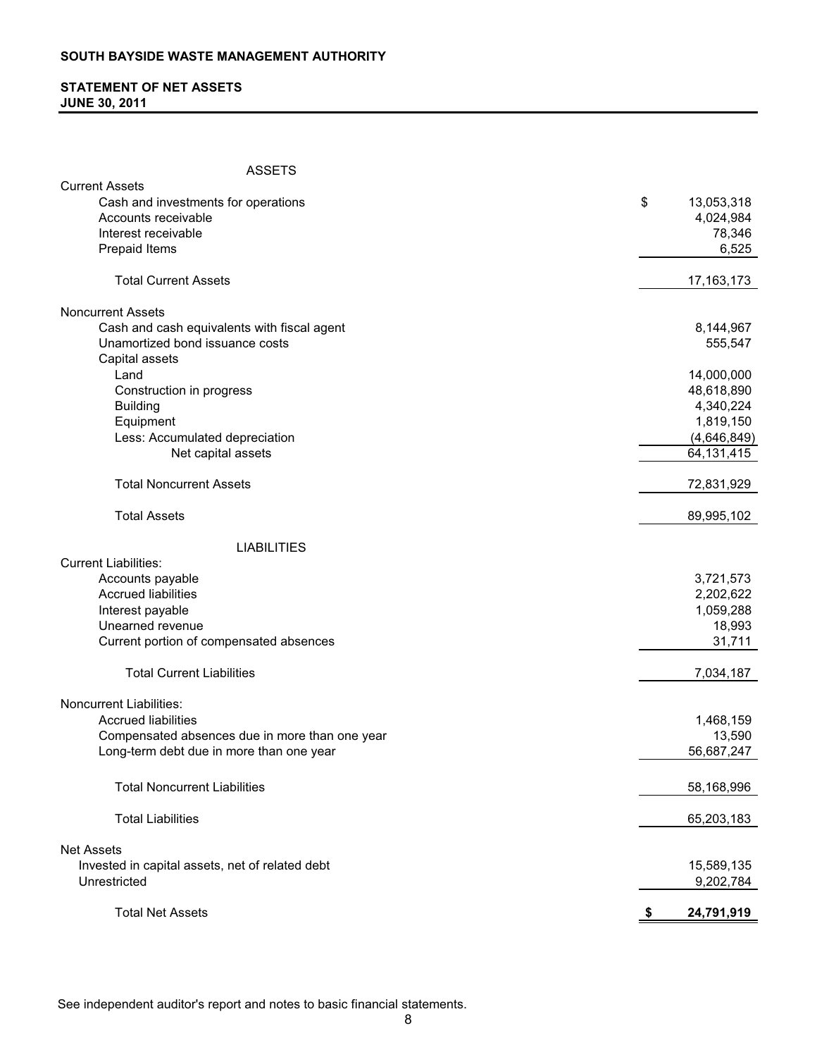# SOUTH BAYSIDE WASTE MANAGEMENT AUTHORITY

## STATEMENT OF NET ASSETS
## JUNE 30, 2011

| | |
|---|---|
| **ASSETS** | |
| Current Assets | |
| Cash and investments for operations | $ 13,053,318 |
| Accounts receivable | 4,024,984 |
| Interest receivable | 78,346 |
| Prepaid Items | 6,525 |
| Total Current Assets | 17,163,173 |
| Noncurrent Assets | |
| Cash and cash equivalents with fiscal agent | 8,144,967 |
| Unamortized bond issuance costs | 555,547 |
| Capital assets | |
| Land | 14,000,000 |
| Construction in progress | 48,618,890 |
| Building | 4,340,224 |
| Equipment | 1,819,150 |
| Less: Accumulated depreciation | (4,646,849) |
| Net capital assets | 64,131,415 |
| Total Noncurrent Assets | 72,831,929 |
| Total Assets | 89,995,102 |
| **LIABILITIES** | |
| Current Liabilities: | |
| Accounts payable | 3,721,573 |
| Accrued liabilities | 2,202,622 |
| Interest payable | 1,059,288 |
| Unearned revenue | 18,993 |
| Current portion of compensated absences | 31,711 |
| Total Current Liabilities | 7,034,187 |
| Noncurrent Liabilities: | |
| Accrued liabilities | 1,468,159 |
| Compensated absences due in more than one year | 13,590 |
| Long-term debt due in more than one year | 56,687,247 |
| Total Noncurrent Liabilities | 58,168,996 |
| Total Liabilities | 65,203,183 |
| Net Assets | |
| Invested in capital assets, net of related debt | 15,589,135 |
| Unrestricted | 9,202,784 |
| Total Net Assets | **$ 24,791,919** |

See independent auditor's report and notes to basic financial statements.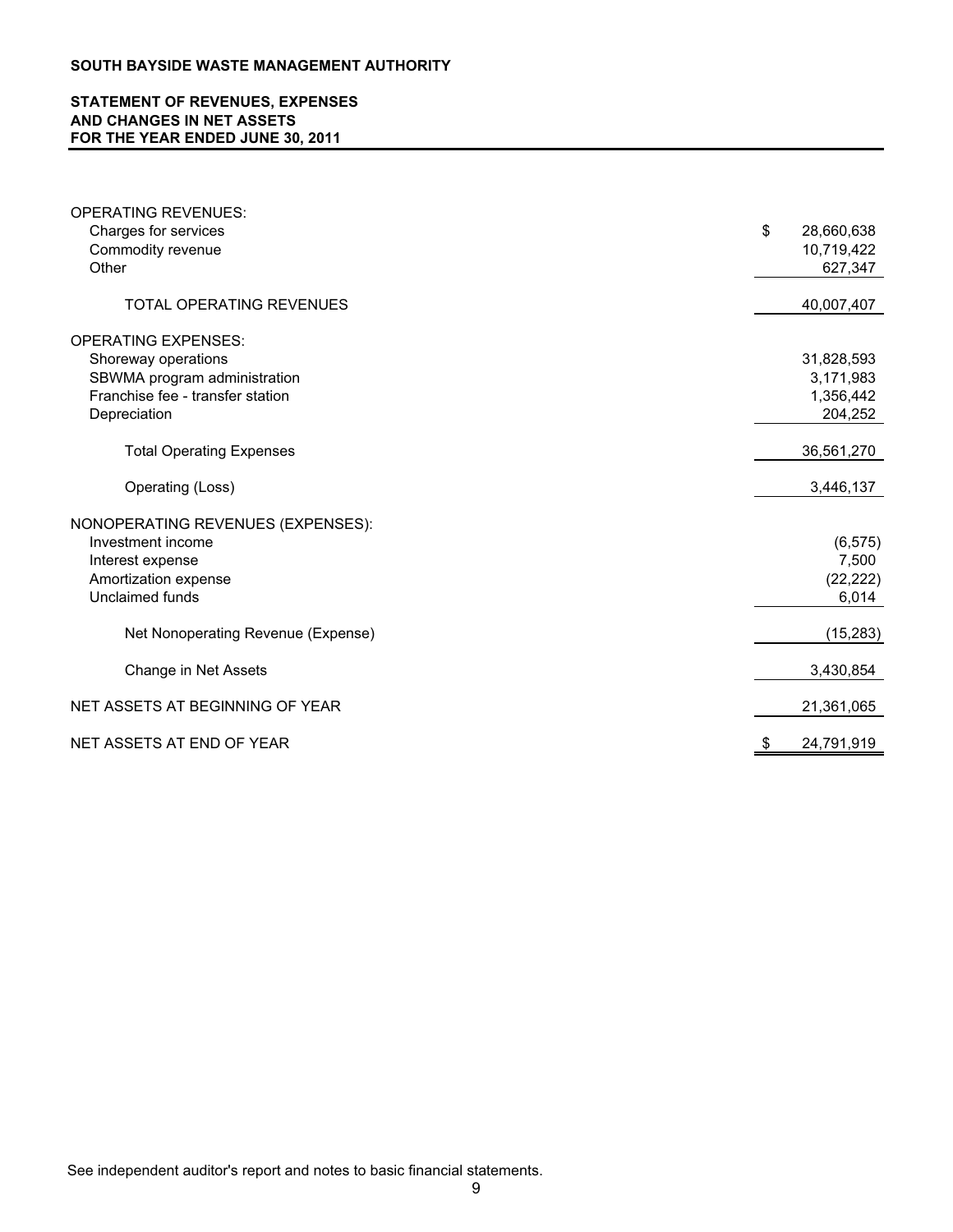**SOUTH BAYSIDE WASTE MANAGEMENT AUTHORITY**

**STATEMENT OF REVENUES, EXPENSES AND CHANGES IN NET ASSETS FOR THE YEAR ENDED JUNE 30, 2011**

| | |
|---|---|
| OPERATING REVENUES: | |
| Charges for services | $ 28,660,638 |
| Commodity revenue | 10,719,422 |
| Other | 627,347 |
| TOTAL OPERATING REVENUES | 40,007,407 |
| OPERATING EXPENSES: | |
| Shoreway operations | 31,828,593 |
| SBWMA program administration | 3,171,983 |
| Franchise fee - transfer station | 1,356,442 |
| Depreciation | 204,252 |
| Total Operating Expenses | 36,561,270 |
| Operating (Loss) | 3,446,137 |
| NONOPERATING REVENUES (EXPENSES): | |
| Investment income | (6,575) |
| Interest expense | 7,500 |
| Amortization expense | (22,222) |
| Unclaimed funds | 6,014 |
| Net Nonoperating Revenue (Expense) | (15,283) |
| Change in Net Assets | 3,430,854 |
| NET ASSETS AT BEGINNING OF YEAR | 21,361,065 |
| NET ASSETS AT END OF YEAR | $ 24,791,919 |

See independent auditor's report and notes to basic financial statements.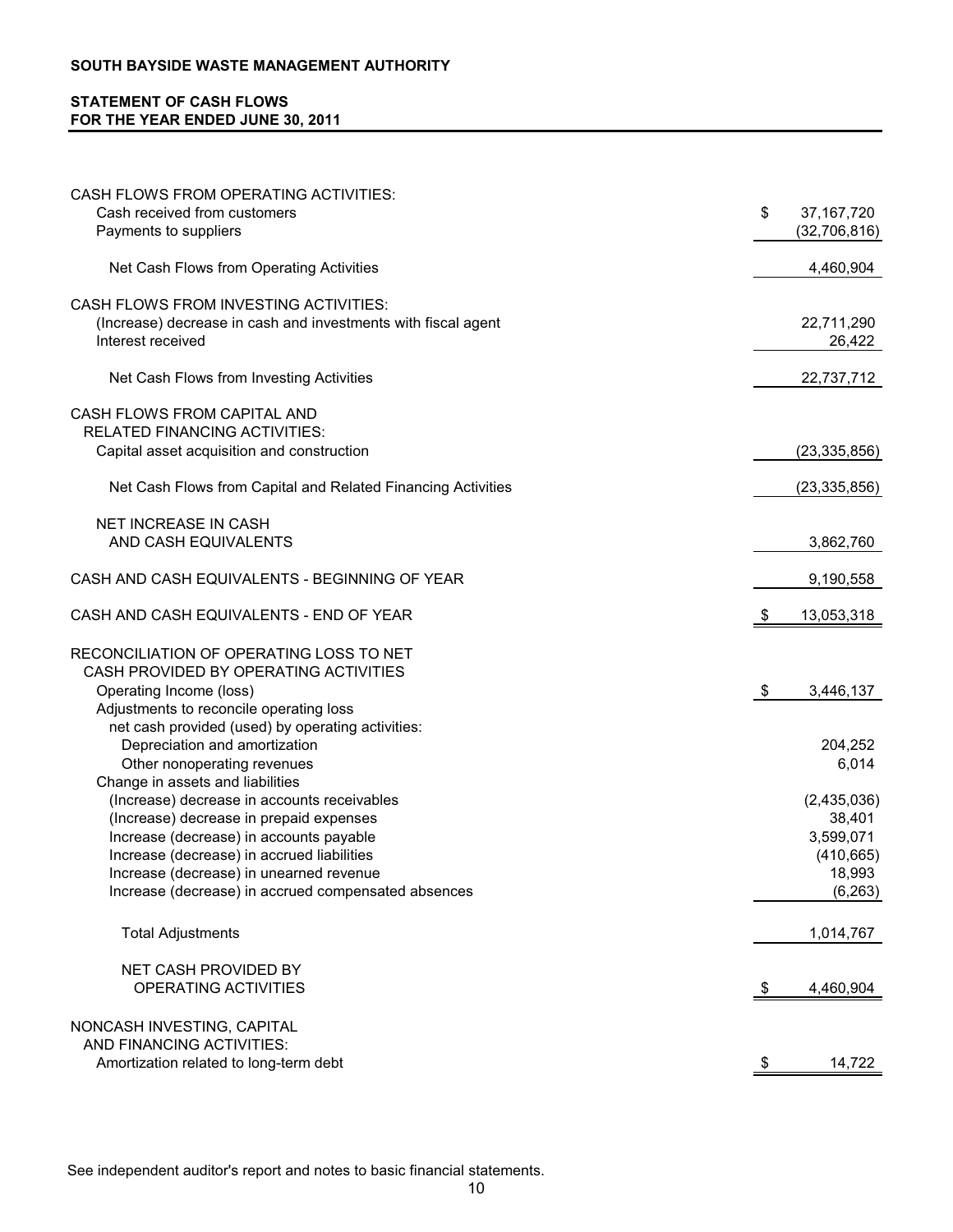**SOUTH BAYSIDE WASTE MANAGEMENT AUTHORITY**

**STATEMENT OF CASH FLOWS**
**FOR THE YEAR ENDED JUNE 30, 2011**

| | |
|---|---|
| CASH FLOWS FROM OPERATING ACTIVITIES: | |
| Cash received from customers | $ 37,167,720 |
| Payments to suppliers | (32,706,816) |
| Net Cash Flows from Operating Activities | 4,460,904 |
| CASH FLOWS FROM INVESTING ACTIVITIES: | |
| (Increase) decrease in cash and investments with fiscal agent | 22,711,290 |
| Interest received | 26,422 |
| Net Cash Flows from Investing Activities | 22,737,712 |
| CASH FLOWS FROM CAPITAL AND RELATED FINANCING ACTIVITIES: | |
| Capital asset acquisition and construction | (23,335,856) |
| Net Cash Flows from Capital and Related Financing Activities | (23,335,856) |
| NET INCREASE IN CASH AND CASH EQUIVALENTS | 3,862,760 |
| CASH AND CASH EQUIVALENTS - BEGINNING OF YEAR | 9,190,558 |
| CASH AND CASH EQUIVALENTS - END OF YEAR | $ 13,053,318 |
| RECONCILIATION OF OPERATING LOSS TO NET CASH PROVIDED BY OPERATING ACTIVITIES | |
| Operating Income (loss) | $ 3,446,137 |
| Adjustments to reconcile operating loss net cash provided (used) by operating activities: | |
| Depreciation and amortization | 204,252 |
| Other nonoperating revenues | 6,014 |
| Change in assets and liabilities | |
| (Increase) decrease in accounts receivables | (2,435,036) |
| (Increase) decrease in prepaid expenses | 38,401 |
| Increase (decrease) in accounts payable | 3,599,071 |
| Increase (decrease) in accrued liabilities | (410,665) |
| Increase (decrease) in unearned revenue | 18,993 |
| Increase (decrease) in accrued compensated absences | (6,263) |
| Total Adjustments | 1,014,767 |
| NET CASH PROVIDED BY OPERATING ACTIVITIES | $ 4,460,904 |
| NONCASH INVESTING, CAPITAL AND FINANCING ACTIVITIES: | |
| Amortization related to long-term debt | $ 14,722 |

See independent auditor's report and notes to basic financial statements.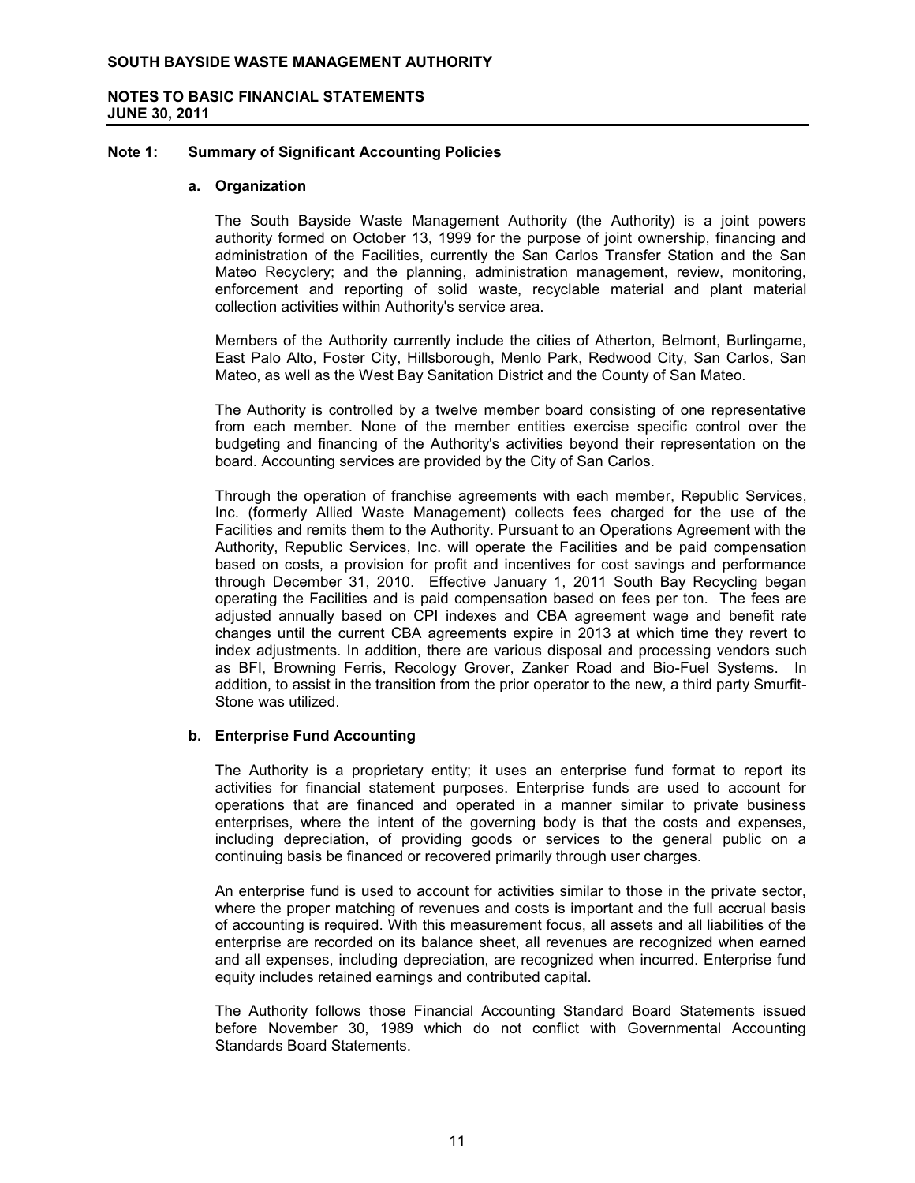## Note 1: Summary of Significant Accounting Policies

### a. Organization

The South Bayside Waste Management Authority (the Authority) is a joint powers authority formed on October 13, 1999 for the purpose of joint ownership, financing and administration of the Facilities, currently the San Carlos Transfer Station and the San Mateo Recyclery; and the planning, administration management, review, monitoring, enforcement and reporting of solid waste, recyclable material and plant material collection activities within Authority's service area.

Members of the Authority currently include the cities of Atherton, Belmont, Burlingame, East Palo Alto, Foster City, Hillsborough, Menlo Park, Redwood City, San Carlos, San Mateo, as well as the West Bay Sanitation District and the County of San Mateo.

The Authority is controlled by a twelve member board consisting of one representative from each member. None of the member entities exercise specific control over the budgeting and financing of the Authority's activities beyond their representation on the board. Accounting services are provided by the City of San Carlos.

Through the operation of franchise agreements with each member, Republic Services, Inc. (formerly Allied Waste Management) collects fees charged for the use of the Facilities and remits them to the Authority. Pursuant to an Operations Agreement with the Authority, Republic Services, Inc. will operate the Facilities and be paid compensation based on costs, a provision for profit and incentives for cost savings and performance through December 31, 2010. Effective January 1, 2011 South Bay Recycling began operating the Facilities and is paid compensation based on fees per ton. The fees are adjusted annually based on CPI indexes and CBA agreement wage and benefit rate changes until the current CBA agreements expire in 2013 at which time they revert to index adjustments. In addition, there are various disposal and processing vendors such as BFI, Browning Ferris, Recology Grover, Zanker Road and Bio-Fuel Systems. In addition, to assist in the transition from the prior operator to the new, a third party Smurfit-Stone was utilized.

### b. Enterprise Fund Accounting

The Authority is a proprietary entity; it uses an enterprise fund format to report its activities for financial statement purposes. Enterprise funds are used to account for operations that are financed and operated in a manner similar to private business enterprises, where the intent of the governing body is that the costs and expenses, including depreciation, of providing goods or services to the general public on a continuing basis be financed or recovered primarily through user charges.

An enterprise fund is used to account for activities similar to those in the private sector, where the proper matching of revenues and costs is important and the full accrual basis of accounting is required. With this measurement focus, all assets and all liabilities of the enterprise are recorded on its balance sheet, all revenues are recognized when earned and all expenses, including depreciation, are recognized when incurred. Enterprise fund equity includes retained earnings and contributed capital.

The Authority follows those Financial Accounting Standard Board Statements issued before November 30, 1989 which do not conflict with Governmental Accounting Standards Board Statements.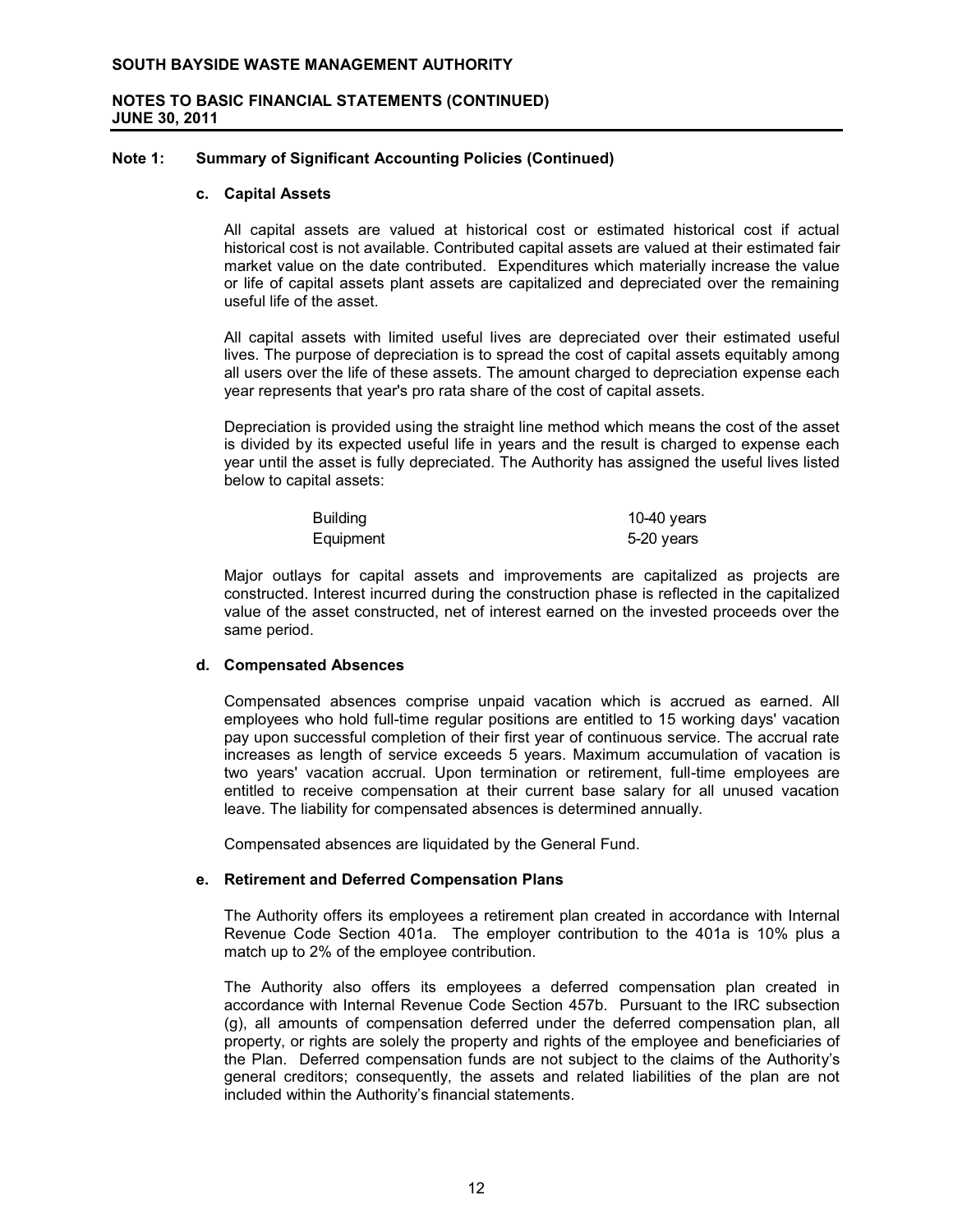## Note 1: Summary of Significant Accounting Policies (Continued)

### c. Capital Assets

All capital assets are valued at historical cost or estimated historical cost if actual historical cost is not available. Contributed capital assets are valued at their estimated fair market value on the date contributed. Expenditures which materially increase the value or life of capital assets plant assets are capitalized and depreciated over the remaining useful life of the asset.

All capital assets with limited useful lives are depreciated over their estimated useful lives. The purpose of depreciation is to spread the cost of capital assets equitably among all users over the life of these assets. The amount charged to depreciation expense each year represents that year's pro rata share of the cost of capital assets.

Depreciation is provided using the straight line method which means the cost of the asset is divided by its expected useful life in years and the result is charged to expense each year until the asset is fully depreciated. The Authority has assigned the useful lives listed below to capital assets:

| | |
|---|---|
| Building | 10-40 years |
| Equipment | 5-20 years |

Major outlays for capital assets and improvements are capitalized as projects are constructed. Interest incurred during the construction phase is reflected in the capitalized value of the asset constructed, net of interest earned on the invested proceeds over the same period.

### d. Compensated Absences

Compensated absences comprise unpaid vacation which is accrued as earned. All employees who hold full-time regular positions are entitled to 15 working days' vacation pay upon successful completion of their first year of continuous service. The accrual rate increases as length of service exceeds 5 years. Maximum accumulation of vacation is two years' vacation accrual. Upon termination or retirement, full-time employees are entitled to receive compensation at their current base salary for all unused vacation leave. The liability for compensated absences is determined annually.

Compensated absences are liquidated by the General Fund.

### e. Retirement and Deferred Compensation Plans

The Authority offers its employees a retirement plan created in accordance with Internal Revenue Code Section 401a. The employer contribution to the 401a is 10% plus a match up to 2% of the employee contribution.

The Authority also offers its employees a deferred compensation plan created in accordance with Internal Revenue Code Section 457b. Pursuant to the IRC subsection (g), all amounts of compensation deferred under the deferred compensation plan, all property, or rights are solely the property and rights of the employee and beneficiaries of the Plan. Deferred compensation funds are not subject to the claims of the Authority's general creditors; consequently, the assets and related liabilities of the plan are not included within the Authority's financial statements.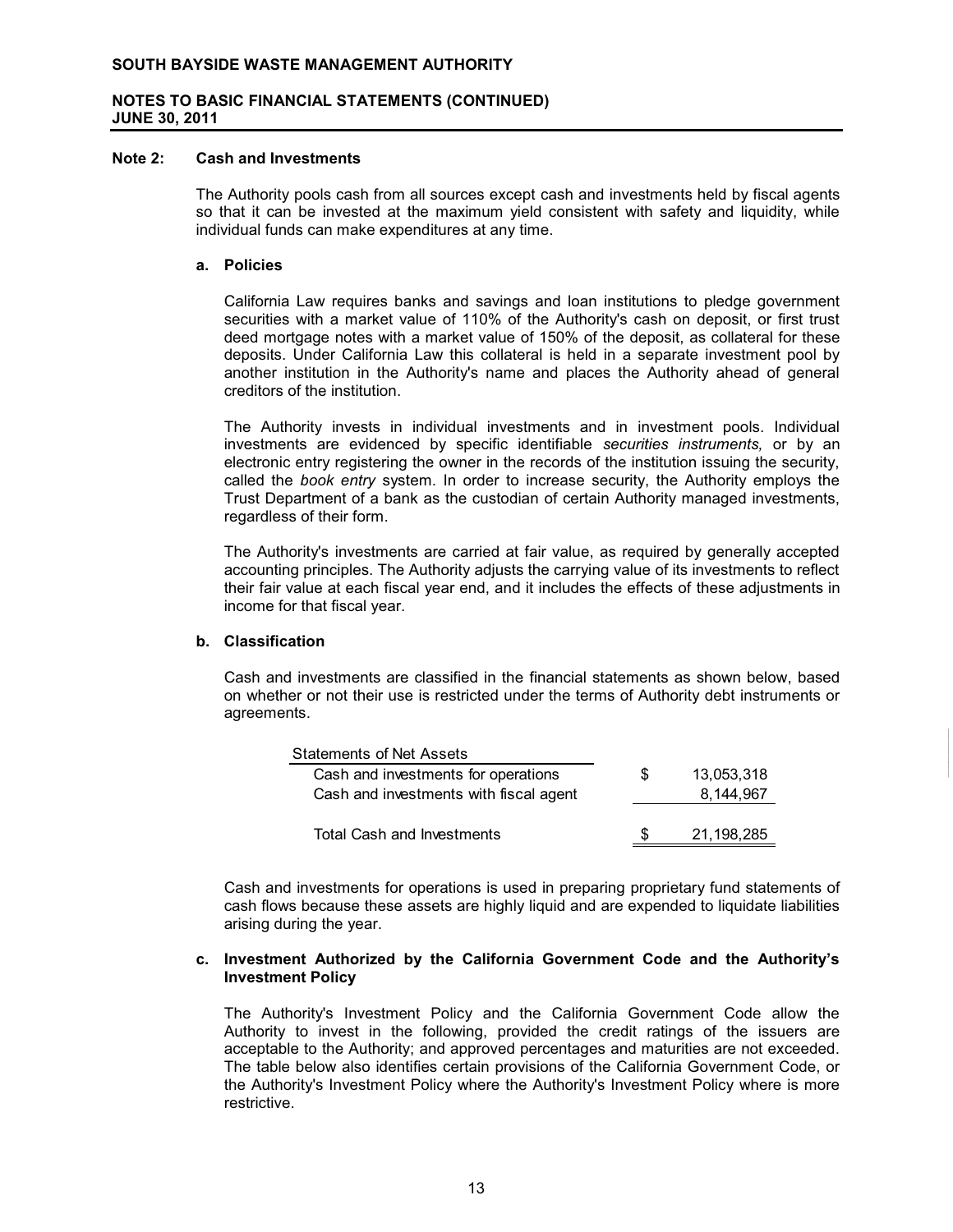**SOUTH BAYSIDE WASTE MANAGEMENT AUTHORITY**

**NOTES TO BASIC FINANCIAL STATEMENTS (CONTINUED)**
**JUNE 30, 2011**

## Note 2: Cash and Investments

The Authority pools cash from all sources except cash and investments held by fiscal agents so that it can be invested at the maximum yield consistent with safety and liquidity, while individual funds can make expenditures at any time.

### a. Policies

California Law requires banks and savings and loan institutions to pledge government securities with a market value of 110% of the Authority's cash on deposit, or first trust deed mortgage notes with a market value of 150% of the deposit, as collateral for these deposits. Under California Law this collateral is held in a separate investment pool by another institution in the Authority's name and places the Authority ahead of general creditors of the institution.

The Authority invests in individual investments and in investment pools. Individual investments are evidenced by specific identifiable *securities instruments,* or by an electronic entry registering the owner in the records of the institution issuing the security, called the *book entry* system. In order to increase security, the Authority employs the Trust Department of a bank as the custodian of certain Authority managed investments, regardless of their form.

The Authority's investments are carried at fair value, as required by generally accepted accounting principles. The Authority adjusts the carrying value of its investments to reflect their fair value at each fiscal year end, and it includes the effects of these adjustments in income for that fiscal year.

### b. Classification

Cash and investments are classified in the financial statements as shown below, based on whether or not their use is restricted under the terms of Authority debt instruments or agreements.

| Statements of Net Assets | | |
|---|---|---|
| Cash and investments for operations | $ | 13,053,318 |
| Cash and investments with fiscal agent | | 8,144,967 |
| Total Cash and Investments | $ | 21,198,285 |

Cash and investments for operations is used in preparing proprietary fund statements of cash flows because these assets are highly liquid and are expended to liquidate liabilities arising during the year.

### c. Investment Authorized by the California Government Code and the Authority's Investment Policy

The Authority's Investment Policy and the California Government Code allow the Authority to invest in the following, provided the credit ratings of the issuers are acceptable to the Authority; and approved percentages and maturities are not exceeded. The table below also identifies certain provisions of the California Government Code, or the Authority's Investment Policy where the Authority's Investment Policy where is more restrictive.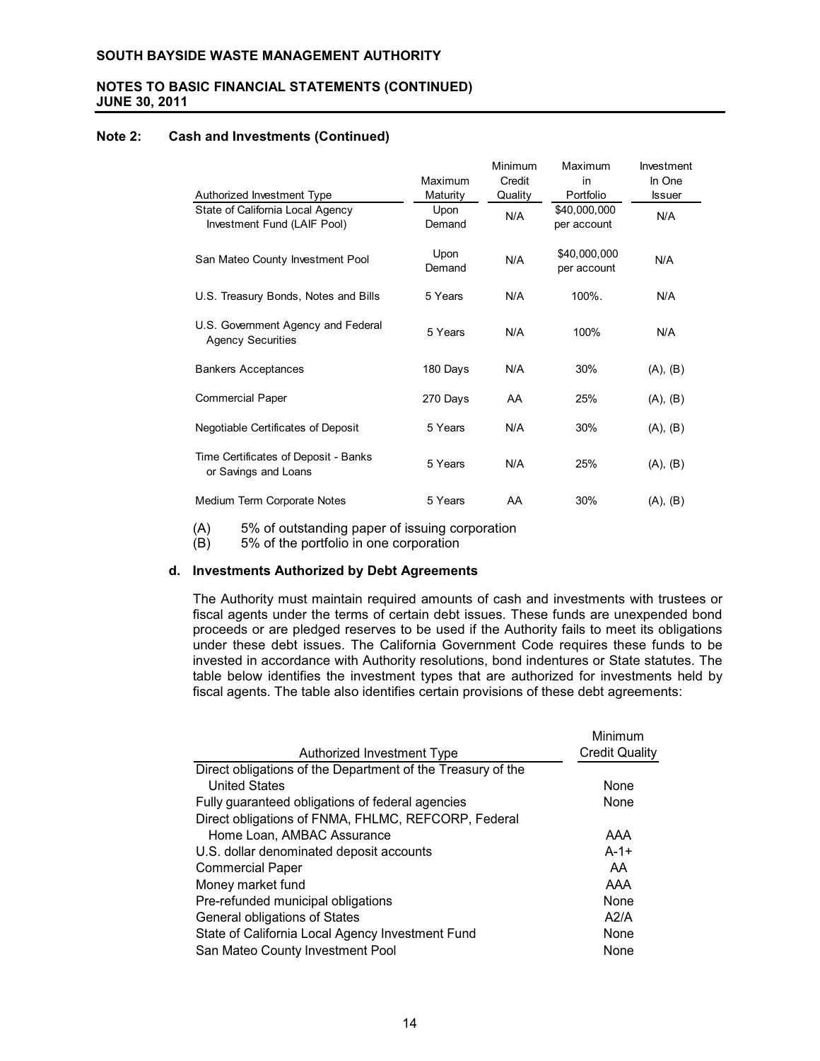**SOUTH BAYSIDE WASTE MANAGEMENT AUTHORITY**

**NOTES TO BASIC FINANCIAL STATEMENTS (CONTINUED)**
**JUNE 30, 2011**

**Note 2: Cash and Investments (Continued)**

| Authorized Investment Type | Maximum Maturity | Minimum Credit Quality | Maximum in Portfolio | Investment In One Issuer |
|---|---|---|---|---|
| State of California Local Agency Investment Fund (LAIF Pool) | Upon Demand | N/A | \$40,000,000 per account | N/A |
| San Mateo County Investment Pool | Upon Demand | N/A | \$40,000,000 per account | N/A |
| U.S. Treasury Bonds, Notes and Bills | 5 Years | N/A | 100%. | N/A |
| U.S. Government Agency and Federal Agency Securities | 5 Years | N/A | 100% | N/A |
| Bankers Acceptances | 180 Days | N/A | 30% | (A), (B) |
| Commercial Paper | 270 Days | AA | 25% | (A), (B) |
| Negotiable Certificates of Deposit | 5 Years | N/A | 30% | (A), (B) |
| Time Certificates of Deposit - Banks or Savings and Loans | 5 Years | N/A | 25% | (A), (B) |
| Medium Term Corporate Notes | 5 Years | AA | 30% | (A), (B) |

(A) 5% of outstanding paper of issuing corporation
(B) 5% of the portfolio in one corporation

**d. Investments Authorized by Debt Agreements**

The Authority must maintain required amounts of cash and investments with trustees or fiscal agents under the terms of certain debt issues. These funds are unexpended bond proceeds or are pledged reserves to be used if the Authority fails to meet its obligations under these debt issues. The California Government Code requires these funds to be invested in accordance with Authority resolutions, bond indentures or State statutes. The table below identifies the investment types that are authorized for investments held by fiscal agents. The table also identifies certain provisions of these debt agreements:

| Authorized Investment Type | Minimum Credit Quality |
|---|---|
| Direct obligations of the Department of the Treasury of the United States | None |
| Fully guaranteed obligations of federal agencies | None |
| Direct obligations of FNMA, FHLMC, REFCORP, Federal Home Loan, AMBAC Assurance | AAA |
| U.S. dollar denominated deposit accounts | A-1+ |
| Commercial Paper | AA |
| Money market fund | AAA |
| Pre-refunded municipal obligations | None |
| General obligations of States | A2/A |
| State of California Local Agency Investment Fund | None |
| San Mateo County Investment Pool | None |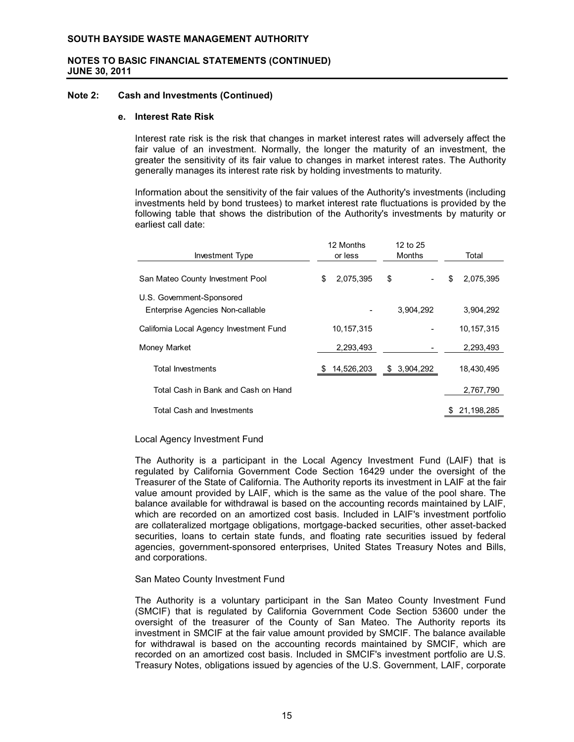**SOUTH BAYSIDE WASTE MANAGEMENT AUTHORITY**

**NOTES TO BASIC FINANCIAL STATEMENTS (CONTINUED)**
**JUNE 30, 2011**

## Note 2: Cash and Investments (Continued)

### e. Interest Rate Risk

Interest rate risk is the risk that changes in market interest rates will adversely affect the fair value of an investment. Normally, the longer the maturity of an investment, the greater the sensitivity of its fair value to changes in market interest rates. The Authority generally manages its interest rate risk by holding investments to maturity.

Information about the sensitivity of the fair values of the Authority's investments (including investments held by bond trustees) to market interest rate fluctuations is provided by the following table that shows the distribution of the Authority's investments by maturity or earliest call date:

| Investment Type | 12 Months or less | 12 to 25 Months | Total |
|---|---|---|---|
| San Mateo County Investment Pool | $ 2,075,395 | $ - | $ 2,075,395 |
| U.S. Government-Sponsored Enterprise Agencies Non-callable | - | 3,904,292 | 3,904,292 |
| California Local Agency Investment Fund | 10,157,315 | - | 10,157,315 |
| Money Market | 2,293,493 | - | 2,293,493 |
| Total Investments | $ 14,526,203 | $ 3,904,292 | 18,430,495 |
| Total Cash in Bank and Cash on Hand | | | 2,767,790 |
| Total Cash and Investments | | | $ 21,198,285 |

Local Agency Investment Fund

The Authority is a participant in the Local Agency Investment Fund (LAIF) that is regulated by California Government Code Section 16429 under the oversight of the Treasurer of the State of California. The Authority reports its investment in LAIF at the fair value amount provided by LAIF, which is the same as the value of the pool share. The balance available for withdrawal is based on the accounting records maintained by LAIF, which are recorded on an amortized cost basis. Included in LAIF's investment portfolio are collateralized mortgage obligations, mortgage-backed securities, other asset-backed securities, loans to certain state funds, and floating rate securities issued by federal agencies, government-sponsored enterprises, United States Treasury Notes and Bills, and corporations.

San Mateo County Investment Fund

The Authority is a voluntary participant in the San Mateo County Investment Fund (SMCIF) that is regulated by California Government Code Section 53600 under the oversight of the treasurer of the County of San Mateo. The Authority reports its investment in SMCIF at the fair value amount provided by SMCIF. The balance available for withdrawal is based on the accounting records maintained by SMCIF, which are recorded on an amortized cost basis. Included in SMCIF's investment portfolio are U.S. Treasury Notes, obligations issued by agencies of the U.S. Government, LAIF, corporate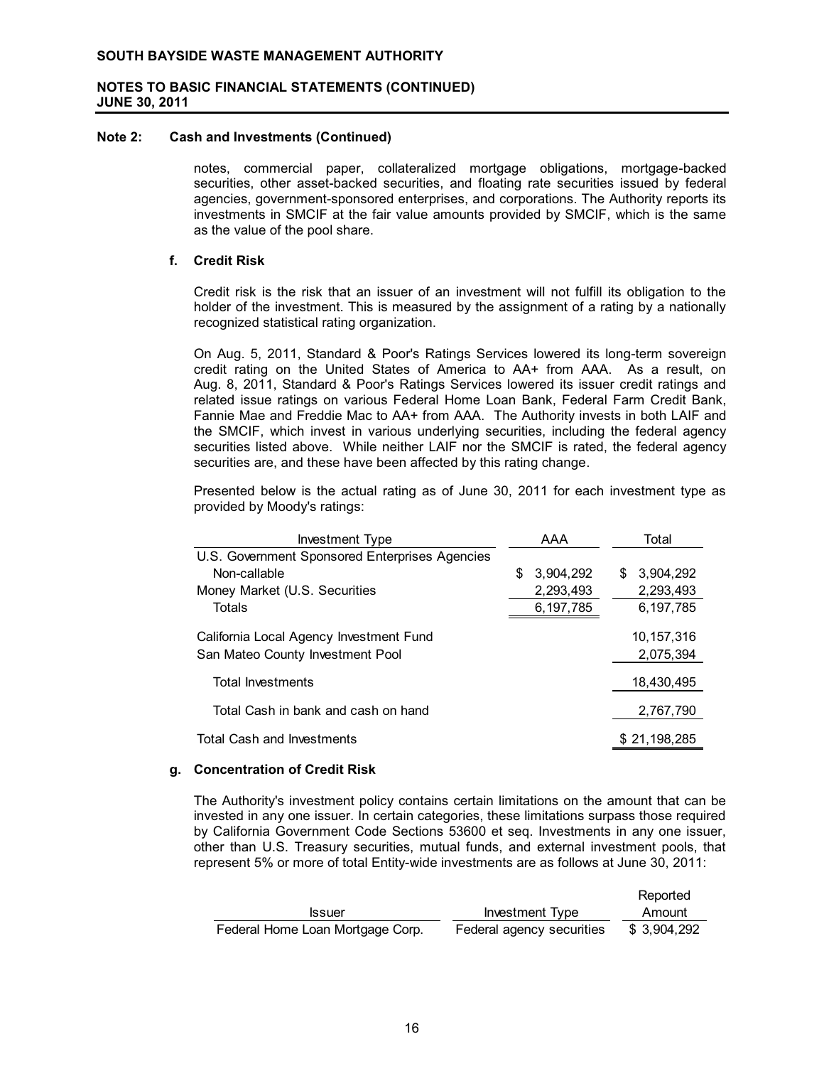# Note 2: Cash and Investments (Continued)

notes, commercial paper, collateralized mortgage obligations, mortgage-backed securities, other asset-backed securities, and floating rate securities issued by federal agencies, government-sponsored enterprises, and corporations. The Authority reports its investments in SMCIF at the fair value amounts provided by SMCIF, which is the same as the value of the pool share.

## f. Credit Risk

Credit risk is the risk that an issuer of an investment will not fulfill its obligation to the holder of the investment. This is measured by the assignment of a rating by a nationally recognized statistical rating organization.

On Aug. 5, 2011, Standard & Poor's Ratings Services lowered its long-term sovereign credit rating on the United States of America to AA+ from AAA. As a result, on Aug. 8, 2011, Standard & Poor's Ratings Services lowered its issuer credit ratings and related issue ratings on various Federal Home Loan Bank, Federal Farm Credit Bank, Fannie Mae and Freddie Mac to AA+ from AAA. The Authority invests in both LAIF and the SMCIF, which invest in various underlying securities, including the federal agency securities listed above. While neither LAIF nor the SMCIF is rated, the federal agency securities are, and these have been affected by this rating change.

Presented below is the actual rating as of June 30, 2011 for each investment type as provided by Moody's ratings:

| Investment Type | AAA | Total |
|---|---|---|
| U.S. Government Sponsored Enterprises Agencies | | |
| Non-callable | $ 3,904,292 | $ 3,904,292 |
| Money Market (U.S. Securities | 2,293,493 | 2,293,493 |
| Totals | 6,197,785 | 6,197,785 |
| California Local Agency Investment Fund | | 10,157,316 |
| San Mateo County Investment Pool | | 2,075,394 |
| Total Investments | | 18,430,495 |
| Total Cash in bank and cash on hand | | 2,767,790 |
| Total Cash and Investments | | $ 21,198,285 |

## g. Concentration of Credit Risk

The Authority's investment policy contains certain limitations on the amount that can be invested in any one issuer. In certain categories, these limitations surpass those required by California Government Code Sections 53600 et seq. Investments in any one issuer, other than U.S. Treasury securities, mutual funds, and external investment pools, that represent 5% or more of total Entity-wide investments are as follows at June 30, 2011:

| Issuer | Investment Type | Reported Amount |
|---|---|---|
| Federal Home Loan Mortgage Corp. | Federal agency securities | $ 3,904,292 |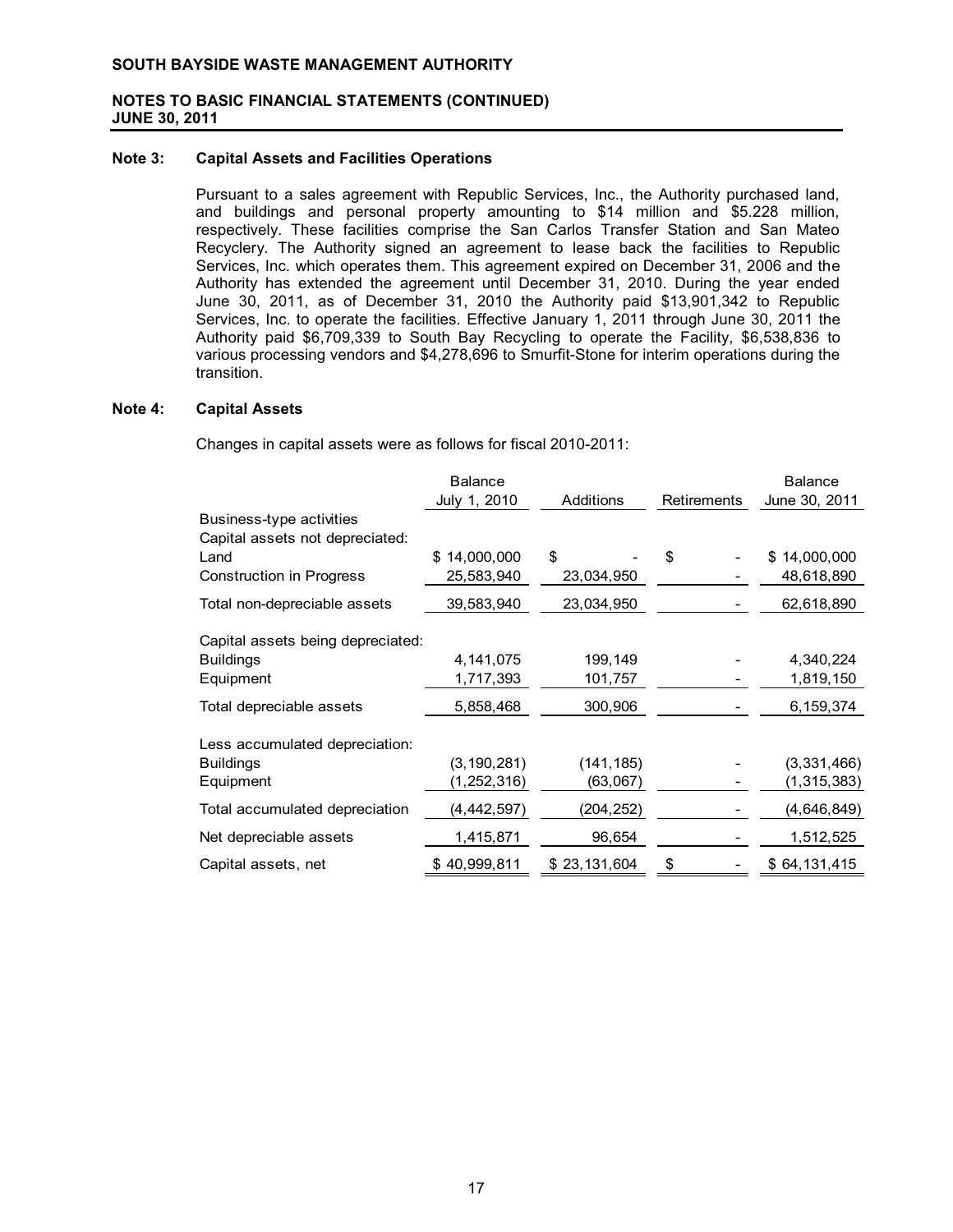**SOUTH BAYSIDE WASTE MANAGEMENT AUTHORITY**

**NOTES TO BASIC FINANCIAL STATEMENTS (CONTINUED)**
**JUNE 30, 2011**

## Note 3: Capital Assets and Facilities Operations

Pursuant to a sales agreement with Republic Services, Inc., the Authority purchased land, and buildings and personal property amounting to $14 million and $5.228 million, respectively. These facilities comprise the San Carlos Transfer Station and San Mateo Recyclery. The Authority signed an agreement to lease back the facilities to Republic Services, Inc. which operates them. This agreement expired on December 31, 2006 and the Authority has extended the agreement until December 31, 2010. During the year ended June 30, 2011, as of December 31, 2010 the Authority paid $13,901,342 to Republic Services, Inc. to operate the facilities. Effective January 1, 2011 through June 30, 2011 the Authority paid $6,709,339 to South Bay Recycling to operate the Facility, $6,538,836 to various processing vendors and $4,278,696 to Smurfit-Stone for interim operations during the transition.

## Note 4: Capital Assets

Changes in capital assets were as follows for fiscal 2010-2011:

| | Balance July 1, 2010 | Additions | Retirements | Balance June 30, 2011 |
|---|---|---|---|---|
| Business-type activities | | | | |
| Capital assets not depreciated: | | | | |
| Land | $ 14,000,000 | $ - | $ - | $ 14,000,000 |
| Construction in Progress | 25,583,940 | 23,034,950 | - | 48,618,890 |
| Total non-depreciable assets | 39,583,940 | 23,034,950 | - | 62,618,890 |
| Capital assets being depreciated: | | | | |
| Buildings | 4,141,075 | 199,149 | - | 4,340,224 |
| Equipment | 1,717,393 | 101,757 | - | 1,819,150 |
| Total depreciable assets | 5,858,468 | 300,906 | - | 6,159,374 |
| Less accumulated depreciation: | | | | |
| Buildings | (3,190,281) | (141,185) | - | (3,331,466) |
| Equipment | (1,252,316) | (63,067) | - | (1,315,383) |
| Total accumulated depreciation | (4,442,597) | (204,252) | - | (4,646,849) |
| Net depreciable assets | 1,415,871 | 96,654 | - | 1,512,525 |
| Capital assets, net | $ 40,999,811 | $ 23,131,604 | $ - | $ 64,131,415 |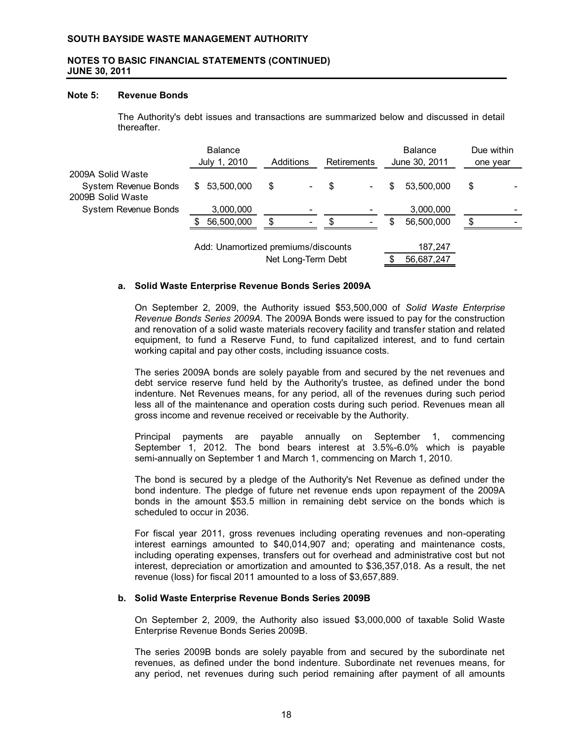**SOUTH BAYSIDE WASTE MANAGEMENT AUTHORITY**

**NOTES TO BASIC FINANCIAL STATEMENTS (CONTINUED)**
**JUNE 30, 2011**

**Note 5: Revenue Bonds**

The Authority's debt issues and transactions are summarized below and discussed in detail thereafter.

| | Balance July 1, 2010 | Additions | Retirements | Balance June 30, 2011 | Due within one year |
|---|---|---|---|---|---|
| 2009A Solid Waste System Revenue Bonds | $ 53,500,000 | $ - | $ - | $ 53,500,000 | $ - |
| 2009B Solid Waste System Revenue Bonds | 3,000,000 | - | - | 3,000,000 | - |
| | $ 56,500,000 | $ - | $ - | $ 56,500,000 | $ - |
| | Add: Unamortized premiums/discounts | | | 187,247 | |
| | | Net Long-Term Debt | | $ 56,687,247 | |

**a. Solid Waste Enterprise Revenue Bonds Series 2009A**

On September 2, 2009, the Authority issued $53,500,000 of *Solid Waste Enterprise Revenue Bonds Series 2009A.* The 2009A Bonds were issued to pay for the construction and renovation of a solid waste materials recovery facility and transfer station and related equipment, to fund a Reserve Fund, to fund capitalized interest, and to fund certain working capital and pay other costs, including issuance costs.

The series 2009A bonds are solely payable from and secured by the net revenues and debt service reserve fund held by the Authority's trustee, as defined under the bond indenture. Net Revenues means, for any period, all of the revenues during such period less all of the maintenance and operation costs during such period. Revenues mean all gross income and revenue received or receivable by the Authority.

Principal payments are payable annually on September 1, commencing September 1, 2012. The bond bears interest at 3.5%-6.0% which is payable semi-annually on September 1 and March 1, commencing on March 1, 2010.

The bond is secured by a pledge of the Authority's Net Revenue as defined under the bond indenture. The pledge of future net revenue ends upon repayment of the 2009A bonds in the amount $53.5 million in remaining debt service on the bonds which is scheduled to occur in 2036.

For fiscal year 2011, gross revenues including operating revenues and non-operating interest earnings amounted to $40,014,907 and; operating and maintenance costs, including operating expenses, transfers out for overhead and administrative cost but not interest, depreciation or amortization and amounted to $36,357,018. As a result, the net revenue (loss) for fiscal 2011 amounted to a loss of $3,657,889.

**b. Solid Waste Enterprise Revenue Bonds Series 2009B**

On September 2, 2009, the Authority also issued $3,000,000 of taxable Solid Waste Enterprise Revenue Bonds Series 2009B.

The series 2009B bonds are solely payable from and secured by the subordinate net revenues, as defined under the bond indenture. Subordinate net revenues means, for any period, net revenues during such period remaining after payment of all amounts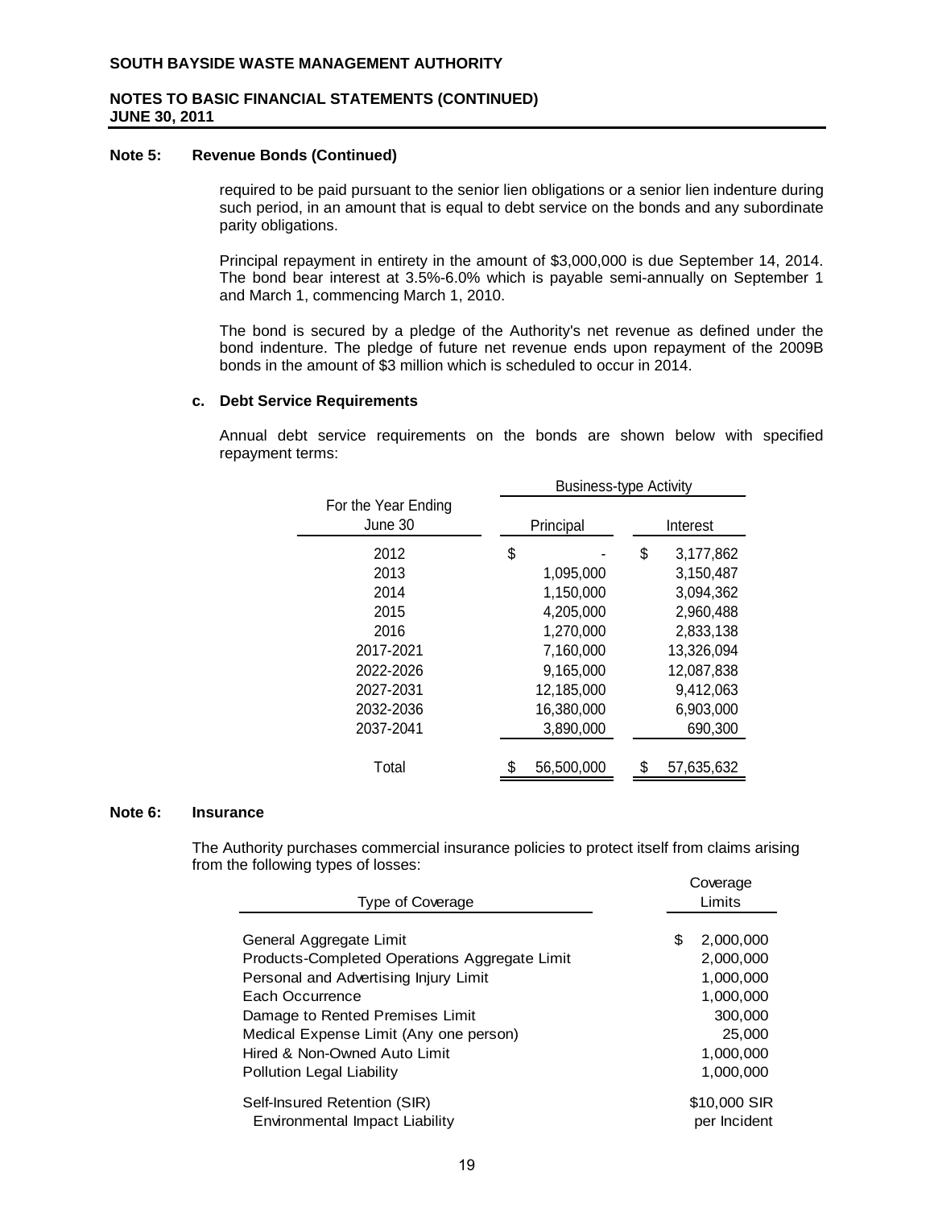**SOUTH BAYSIDE WASTE MANAGEMENT AUTHORITY**

**NOTES TO BASIC FINANCIAL STATEMENTS (CONTINUED)**
**JUNE 30, 2011**

**Note 5: Revenue Bonds (Continued)**

required to be paid pursuant to the senior lien obligations or a senior lien indenture during such period, in an amount that is equal to debt service on the bonds and any subordinate parity obligations.

Principal repayment in entirety in the amount of $3,000,000 is due September 14, 2014. The bond bear interest at 3.5%-6.0% which is payable semi-annually on September 1 and March 1, commencing March 1, 2010.

The bond is secured by a pledge of the Authority's net revenue as defined under the bond indenture. The pledge of future net revenue ends upon repayment of the 2009B bonds in the amount of $3 million which is scheduled to occur in 2014.

**c. Debt Service Requirements**

Annual debt service requirements on the bonds are shown below with specified repayment terms:

| | Business-type Activity | |
|---|---|---|
| For the Year Ending June 30 | Principal | Interest |
| 2012 | $ - | $ 3,177,862 |
| 2013 | 1,095,000 | 3,150,487 |
| 2014 | 1,150,000 | 3,094,362 |
| 2015 | 4,205,000 | 2,960,488 |
| 2016 | 1,270,000 | 2,833,138 |
| 2017-2021 | 7,160,000 | 13,326,094 |
| 2022-2026 | 9,165,000 | 12,087,838 |
| 2027-2031 | 12,185,000 | 9,412,063 |
| 2032-2036 | 16,380,000 | 6,903,000 |
| 2037-2041 | 3,890,000 | 690,300 |
| Total | $ 56,500,000 | $ 57,635,632 |

**Note 6: Insurance**

The Authority purchases commercial insurance policies to protect itself from claims arising from the following types of losses:

| Type of Coverage | Coverage Limits |
|---|---|
| General Aggregate Limit | $ 2,000,000 |
| Products-Completed Operations Aggregate Limit | 2,000,000 |
| Personal and Advertising Injury Limit | 1,000,000 |
| Each Occurrence | 1,000,000 |
| Damage to Rented Premises Limit | 300,000 |
| Medical Expense Limit (Any one person) | 25,000 |
| Hired & Non-Owned Auto Limit | 1,000,000 |
| Pollution Legal Liability | 1,000,000 |
| Self-Insured Retention (SIR) Environmental Impact Liability | $10,000 SIR per Incident |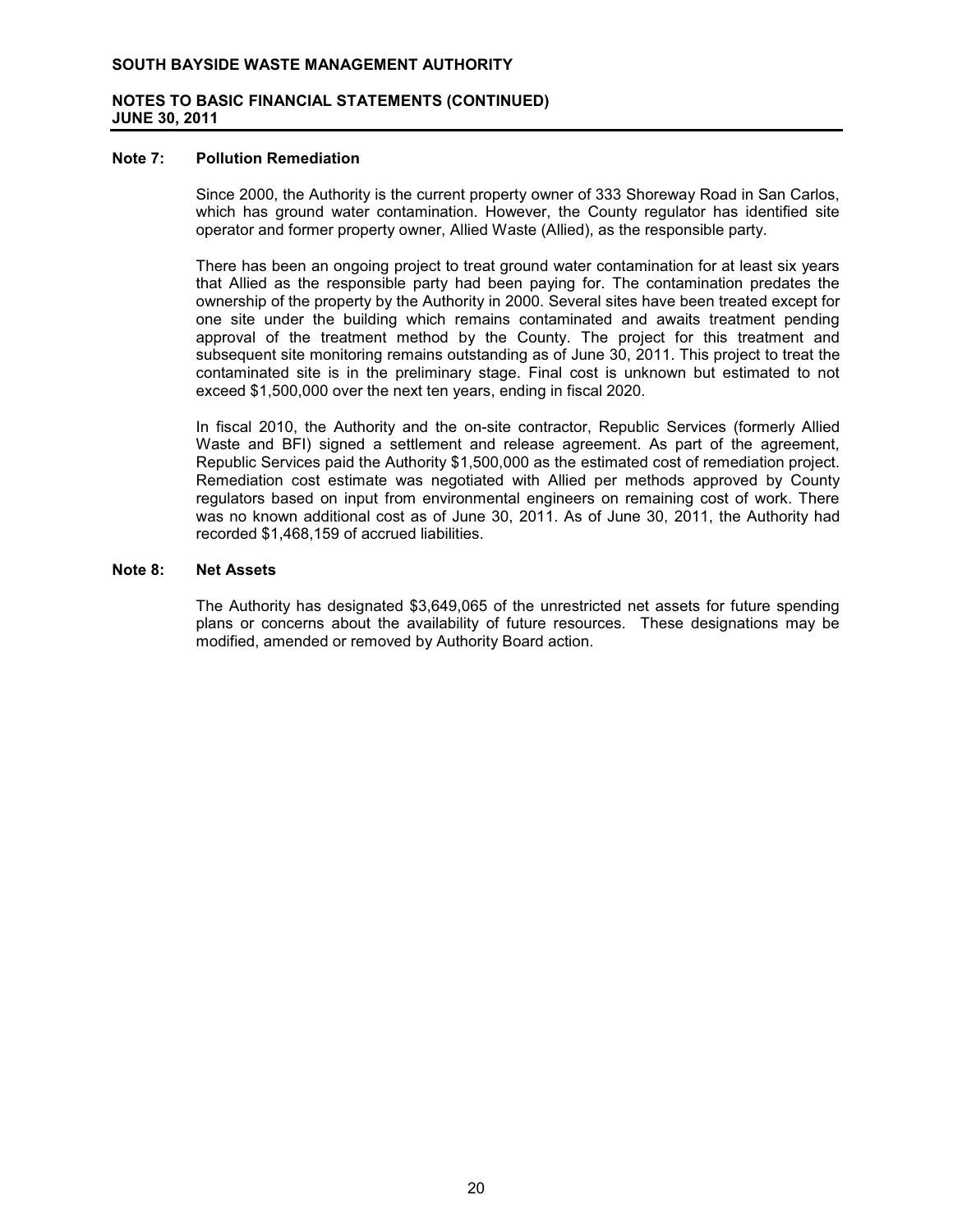## Note 7: Pollution Remediation

Since 2000, the Authority is the current property owner of 333 Shoreway Road in San Carlos, which has ground water contamination. However, the County regulator has identified site operator and former property owner, Allied Waste (Allied), as the responsible party.

There has been an ongoing project to treat ground water contamination for at least six years that Allied as the responsible party had been paying for. The contamination predates the ownership of the property by the Authority in 2000. Several sites have been treated except for one site under the building which remains contaminated and awaits treatment pending approval of the treatment method by the County. The project for this treatment and subsequent site monitoring remains outstanding as of June 30, 2011. This project to treat the contaminated site is in the preliminary stage. Final cost is unknown but estimated to not exceed $1,500,000 over the next ten years, ending in fiscal 2020.

In fiscal 2010, the Authority and the on-site contractor, Republic Services (formerly Allied Waste and BFI) signed a settlement and release agreement. As part of the agreement, Republic Services paid the Authority $1,500,000 as the estimated cost of remediation project. Remediation cost estimate was negotiated with Allied per methods approved by County regulators based on input from environmental engineers on remaining cost of work. There was no known additional cost as of June 30, 2011. As of June 30, 2011, the Authority had recorded $1,468,159 of accrued liabilities.

## Note 8: Net Assets

The Authority has designated $3,649,065 of the unrestricted net assets for future spending plans or concerns about the availability of future resources. These designations may be modified, amended or removed by Authority Board action.